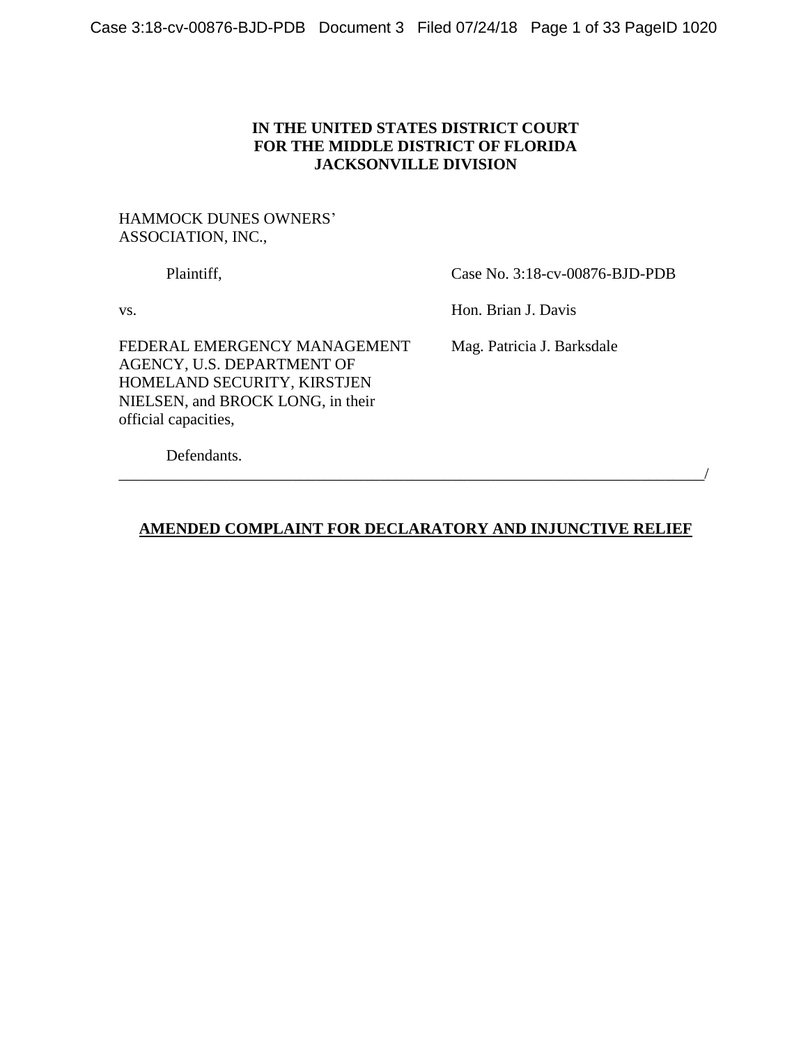**IN THE UNITED STATES DISTRICT COURT**
**FOR THE MIDDLE DISTRICT OF FLORIDA**
**JACKSONVILLE DIVISION**

HAMMOCK DUNES OWNERS' ASSOCIATION, INC.,

Plaintiff,

vs.

FEDERAL EMERGENCY MANAGEMENT AGENCY, U.S. DEPARTMENT OF HOMELAND SECURITY, KIRSTJEN NIELSEN, and BROCK LONG, in their official capacities,

Defendants.

Case No. 3:18-cv-00876-BJD-PDB

Hon. Brian J. Davis

Mag. Patricia J. Barksdale

_______________________________________________________________________________/

**AMENDED COMPLAINT FOR DECLARATORY AND INJUNCTIVE RELIEF**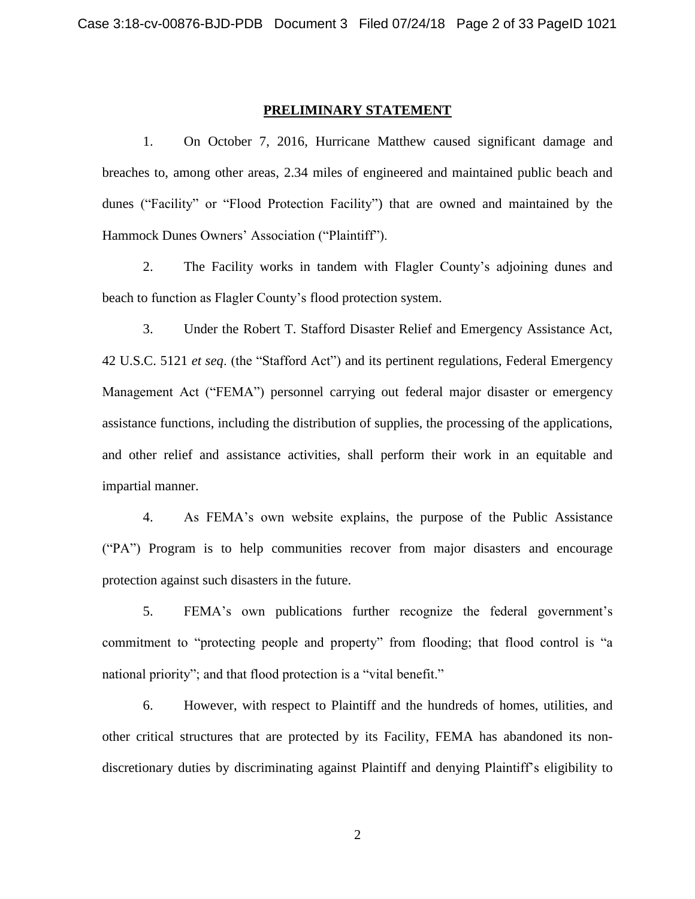## PRELIMINARY STATEMENT

1. On October 7, 2016, Hurricane Matthew caused significant damage and breaches to, among other areas, 2.34 miles of engineered and maintained public beach and dunes ("Facility" or "Flood Protection Facility") that are owned and maintained by the Hammock Dunes Owners' Association ("Plaintiff").

2. The Facility works in tandem with Flagler County's adjoining dunes and beach to function as Flagler County's flood protection system.

3. Under the Robert T. Stafford Disaster Relief and Emergency Assistance Act, 42 U.S.C. 5121 *et seq*. (the "Stafford Act") and its pertinent regulations, Federal Emergency Management Act ("FEMA") personnel carrying out federal major disaster or emergency assistance functions, including the distribution of supplies, the processing of the applications, and other relief and assistance activities, shall perform their work in an equitable and impartial manner.

4. As FEMA's own website explains, the purpose of the Public Assistance ("PA") Program is to help communities recover from major disasters and encourage protection against such disasters in the future.

5. FEMA's own publications further recognize the federal government's commitment to "protecting people and property" from flooding; that flood control is "a national priority"; and that flood protection is a "vital benefit."

6. However, with respect to Plaintiff and the hundreds of homes, utilities, and other critical structures that are protected by its Facility, FEMA has abandoned its non-discretionary duties by discriminating against Plaintiff and denying Plaintiff's eligibility to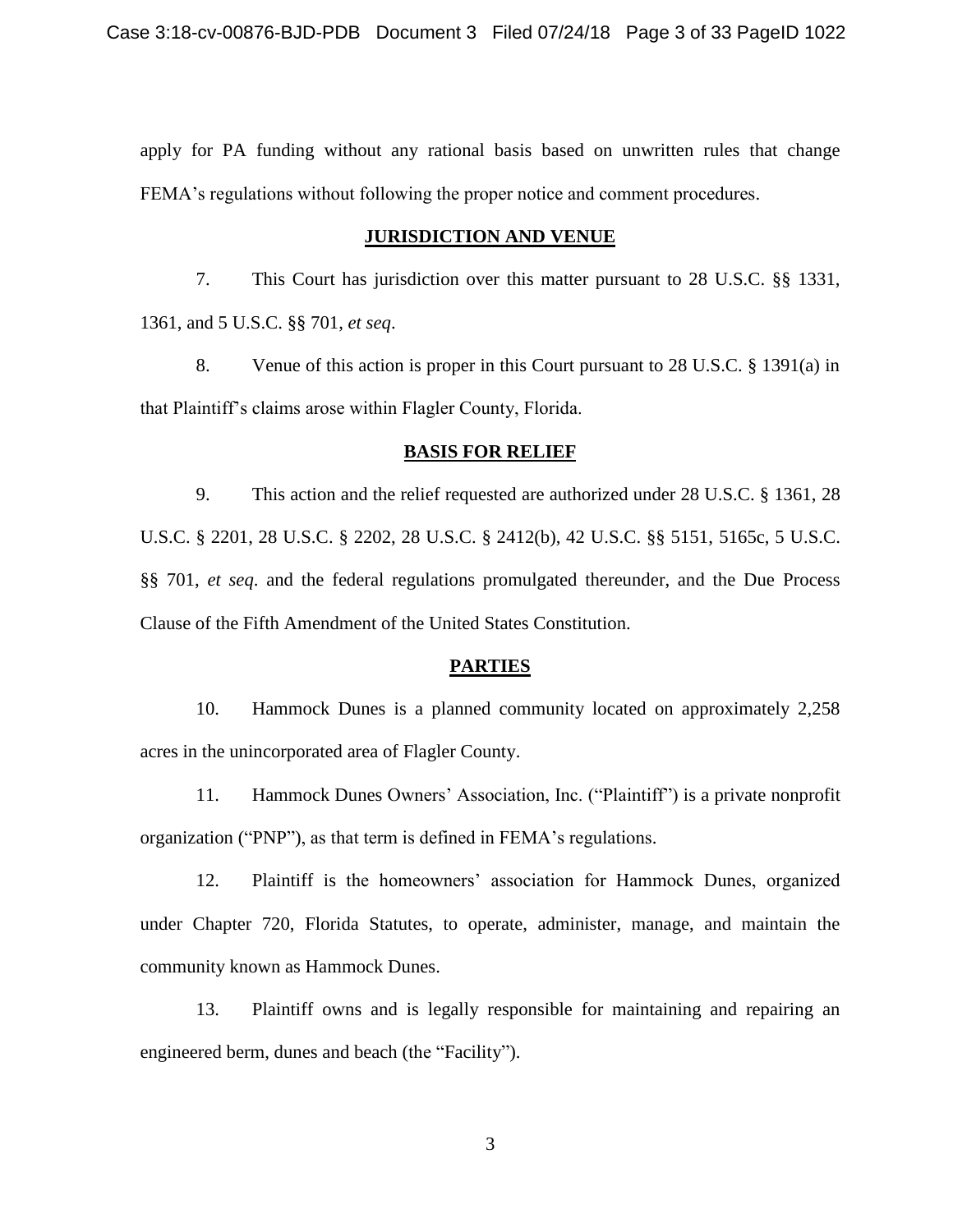apply for PA funding without any rational basis based on unwritten rules that change FEMA's regulations without following the proper notice and comment procedures.

## JURISDICTION AND VENUE

7. This Court has jurisdiction over this matter pursuant to 28 U.S.C. §§ 1331, 1361, and 5 U.S.C. §§ 701, *et seq*.

8. Venue of this action is proper in this Court pursuant to 28 U.S.C. § 1391(a) in that Plaintiff's claims arose within Flagler County, Florida.

## BASIS FOR RELIEF

9. This action and the relief requested are authorized under 28 U.S.C. § 1361, 28 U.S.C. § 2201, 28 U.S.C. § 2202, 28 U.S.C. § 2412(b), 42 U.S.C. §§ 5151, 5165c, 5 U.S.C. §§ 701, *et seq*. and the federal regulations promulgated thereunder, and the Due Process Clause of the Fifth Amendment of the United States Constitution.

## PARTIES

10. Hammock Dunes is a planned community located on approximately 2,258 acres in the unincorporated area of Flagler County.

11. Hammock Dunes Owners' Association, Inc. ("Plaintiff") is a private nonprofit organization ("PNP"), as that term is defined in FEMA's regulations.

12. Plaintiff is the homeowners' association for Hammock Dunes, organized under Chapter 720, Florida Statutes, to operate, administer, manage, and maintain the community known as Hammock Dunes.

13. Plaintiff owns and is legally responsible for maintaining and repairing an engineered berm, dunes and beach (the "Facility").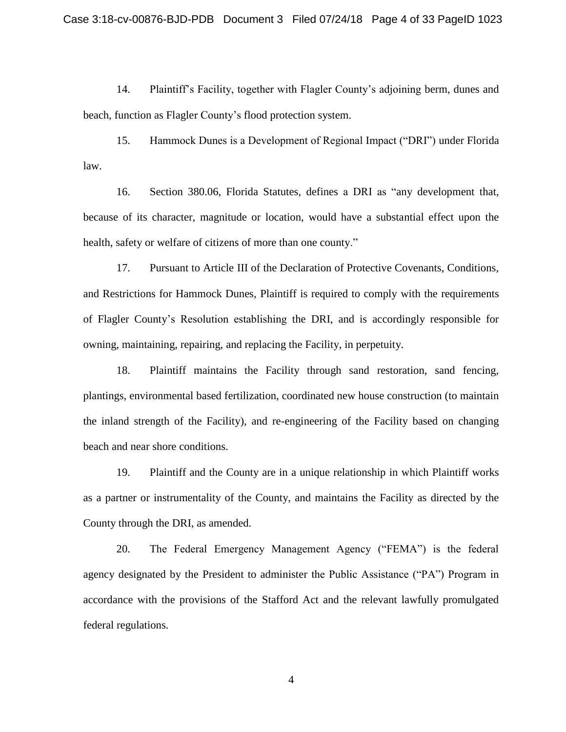14. Plaintiff's Facility, together with Flagler County's adjoining berm, dunes and beach, function as Flagler County's flood protection system.

15. Hammock Dunes is a Development of Regional Impact ("DRI") under Florida law.

16. Section 380.06, Florida Statutes, defines a DRI as "any development that, because of its character, magnitude or location, would have a substantial effect upon the health, safety or welfare of citizens of more than one county."

17. Pursuant to Article III of the Declaration of Protective Covenants, Conditions, and Restrictions for Hammock Dunes, Plaintiff is required to comply with the requirements of Flagler County's Resolution establishing the DRI, and is accordingly responsible for owning, maintaining, repairing, and replacing the Facility, in perpetuity.

18. Plaintiff maintains the Facility through sand restoration, sand fencing, plantings, environmental based fertilization, coordinated new house construction (to maintain the inland strength of the Facility), and re-engineering of the Facility based on changing beach and near shore conditions.

19. Plaintiff and the County are in a unique relationship in which Plaintiff works as a partner or instrumentality of the County, and maintains the Facility as directed by the County through the DRI, as amended.

20. The Federal Emergency Management Agency ("FEMA") is the federal agency designated by the President to administer the Public Assistance ("PA") Program in accordance with the provisions of the Stafford Act and the relevant lawfully promulgated federal regulations.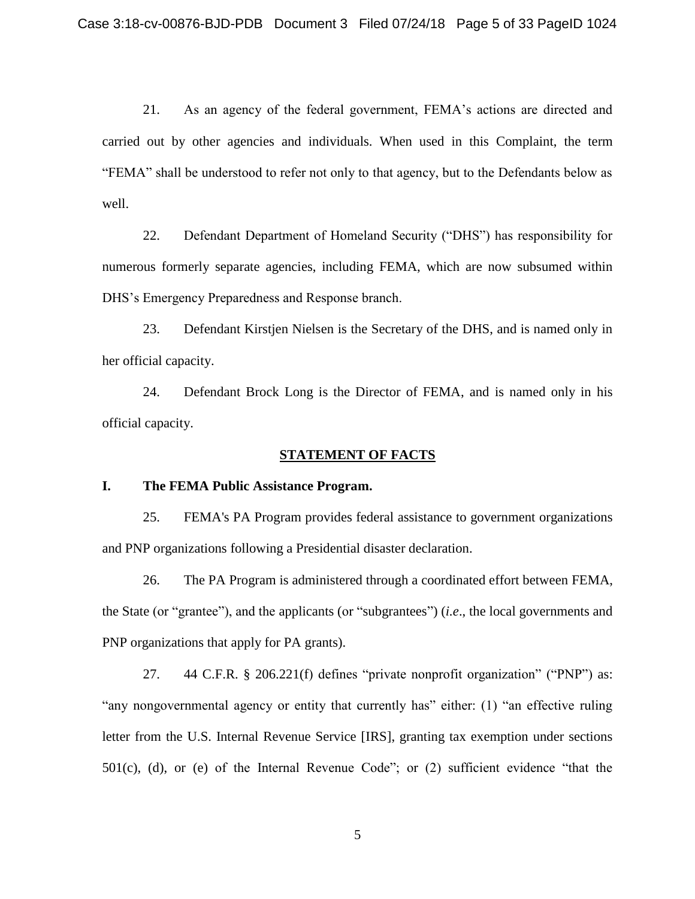21. As an agency of the federal government, FEMA's actions are directed and carried out by other agencies and individuals. When used in this Complaint, the term "FEMA" shall be understood to refer not only to that agency, but to the Defendants below as well.

22. Defendant Department of Homeland Security ("DHS") has responsibility for numerous formerly separate agencies, including FEMA, which are now subsumed within DHS's Emergency Preparedness and Response branch.

23. Defendant Kirstjen Nielsen is the Secretary of the DHS, and is named only in her official capacity.

24. Defendant Brock Long is the Director of FEMA, and is named only in his official capacity.

## STATEMENT OF FACTS

### I. The FEMA Public Assistance Program.

25. FEMA's PA Program provides federal assistance to government organizations and PNP organizations following a Presidential disaster declaration.

26. The PA Program is administered through a coordinated effort between FEMA, the State (or "grantee"), and the applicants (or "subgrantees") (*i.e*., the local governments and PNP organizations that apply for PA grants).

27. 44 C.F.R. § 206.221(f) defines "private nonprofit organization" ("PNP") as: "any nongovernmental agency or entity that currently has" either: (1) "an effective ruling letter from the U.S. Internal Revenue Service [IRS], granting tax exemption under sections 501(c), (d), or (e) of the Internal Revenue Code"; or (2) sufficient evidence "that the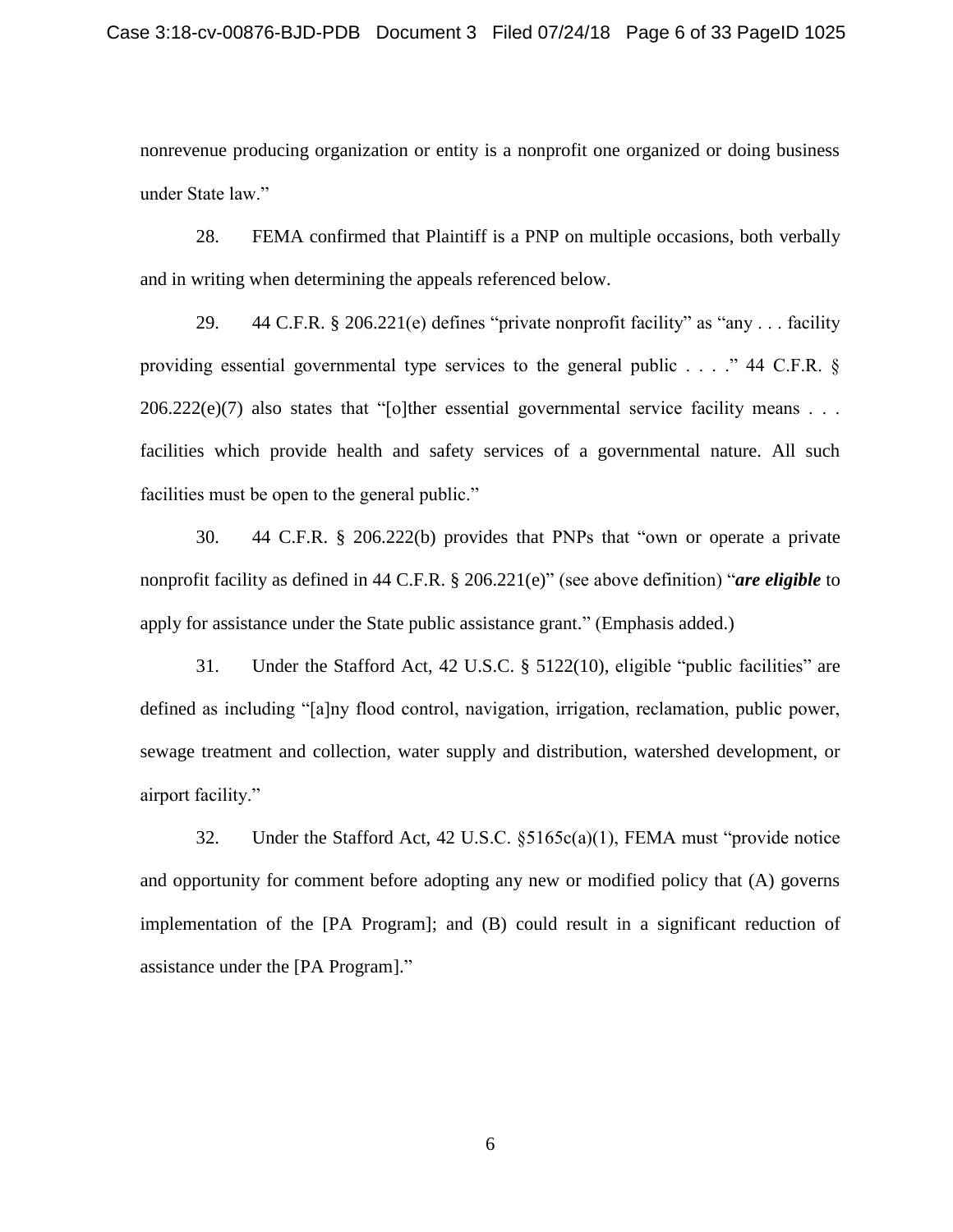nonrevenue producing organization or entity is a nonprofit one organized or doing business under State law."

28. FEMA confirmed that Plaintiff is a PNP on multiple occasions, both verbally and in writing when determining the appeals referenced below.

29. 44 C.F.R. § 206.221(e) defines "private nonprofit facility" as "any . . . facility providing essential governmental type services to the general public . . . ." 44 C.F.R. § 206.222(e)(7) also states that "[o]ther essential governmental service facility means . . . facilities which provide health and safety services of a governmental nature. All such facilities must be open to the general public."

30. 44 C.F.R. § 206.222(b) provides that PNPs that "own or operate a private nonprofit facility as defined in 44 C.F.R. § 206.221(e)" (see above definition) "***are eligible*** to apply for assistance under the State public assistance grant." (Emphasis added.)

31. Under the Stafford Act, 42 U.S.C. § 5122(10), eligible "public facilities" are defined as including "[a]ny flood control, navigation, irrigation, reclamation, public power, sewage treatment and collection, water supply and distribution, watershed development, or airport facility."

32. Under the Stafford Act, 42 U.S.C. §5165c(a)(1), FEMA must "provide notice and opportunity for comment before adopting any new or modified policy that (A) governs implementation of the [PA Program]; and (B) could result in a significant reduction of assistance under the [PA Program]."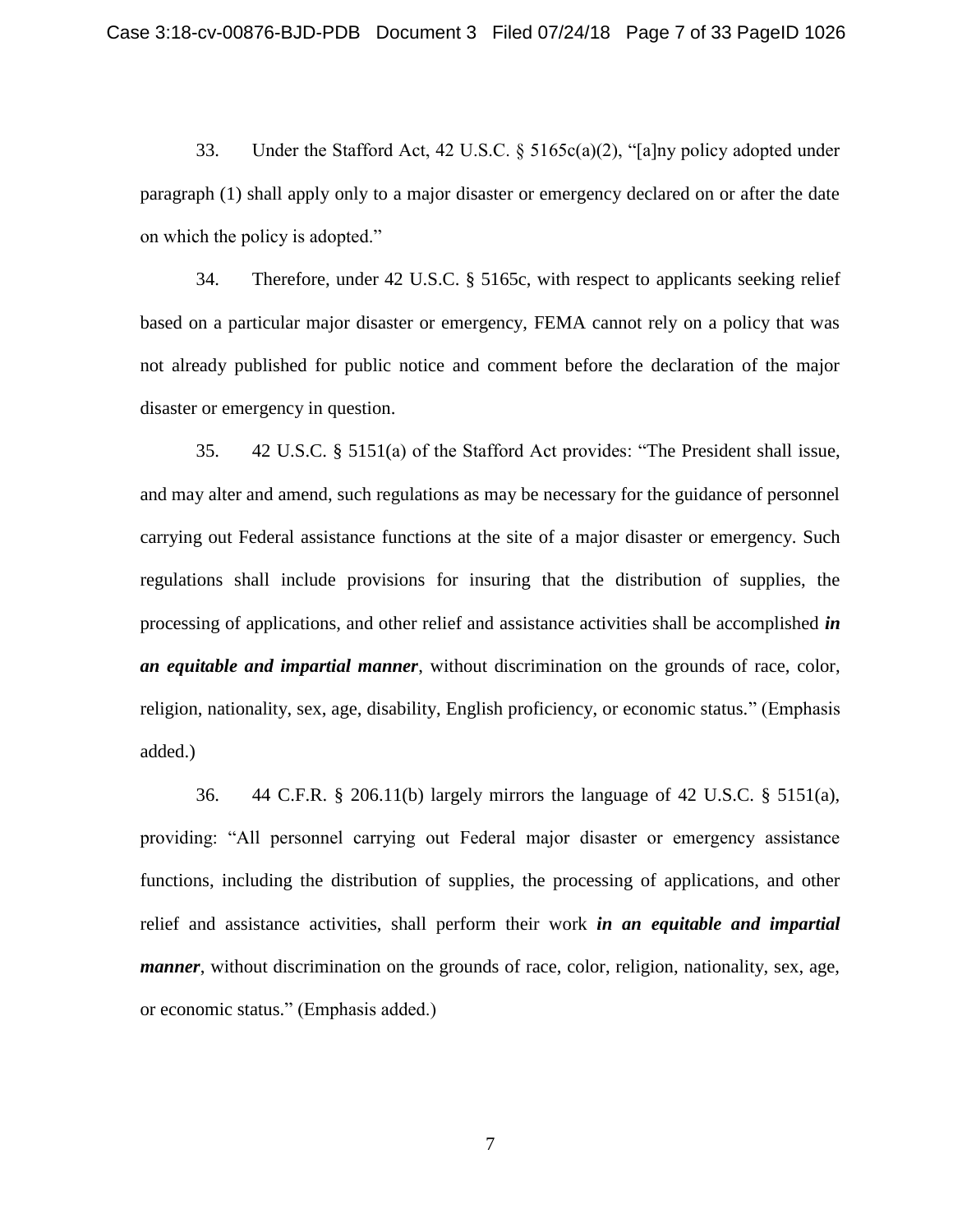33. Under the Stafford Act, 42 U.S.C. § 5165c(a)(2), "[a]ny policy adopted under paragraph (1) shall apply only to a major disaster or emergency declared on or after the date on which the policy is adopted."

34. Therefore, under 42 U.S.C. § 5165c, with respect to applicants seeking relief based on a particular major disaster or emergency, FEMA cannot rely on a policy that was not already published for public notice and comment before the declaration of the major disaster or emergency in question.

35. 42 U.S.C. § 5151(a) of the Stafford Act provides: "The President shall issue, and may alter and amend, such regulations as may be necessary for the guidance of personnel carrying out Federal assistance functions at the site of a major disaster or emergency. Such regulations shall include provisions for insuring that the distribution of supplies, the processing of applications, and other relief and assistance activities shall be accomplished ***in an equitable and impartial manner***, without discrimination on the grounds of race, color, religion, nationality, sex, age, disability, English proficiency, or economic status." (Emphasis added.)

36. 44 C.F.R. § 206.11(b) largely mirrors the language of 42 U.S.C. § 5151(a), providing: "All personnel carrying out Federal major disaster or emergency assistance functions, including the distribution of supplies, the processing of applications, and other relief and assistance activities, shall perform their work ***in an equitable and impartial manner***, without discrimination on the grounds of race, color, religion, nationality, sex, age, or economic status." (Emphasis added.)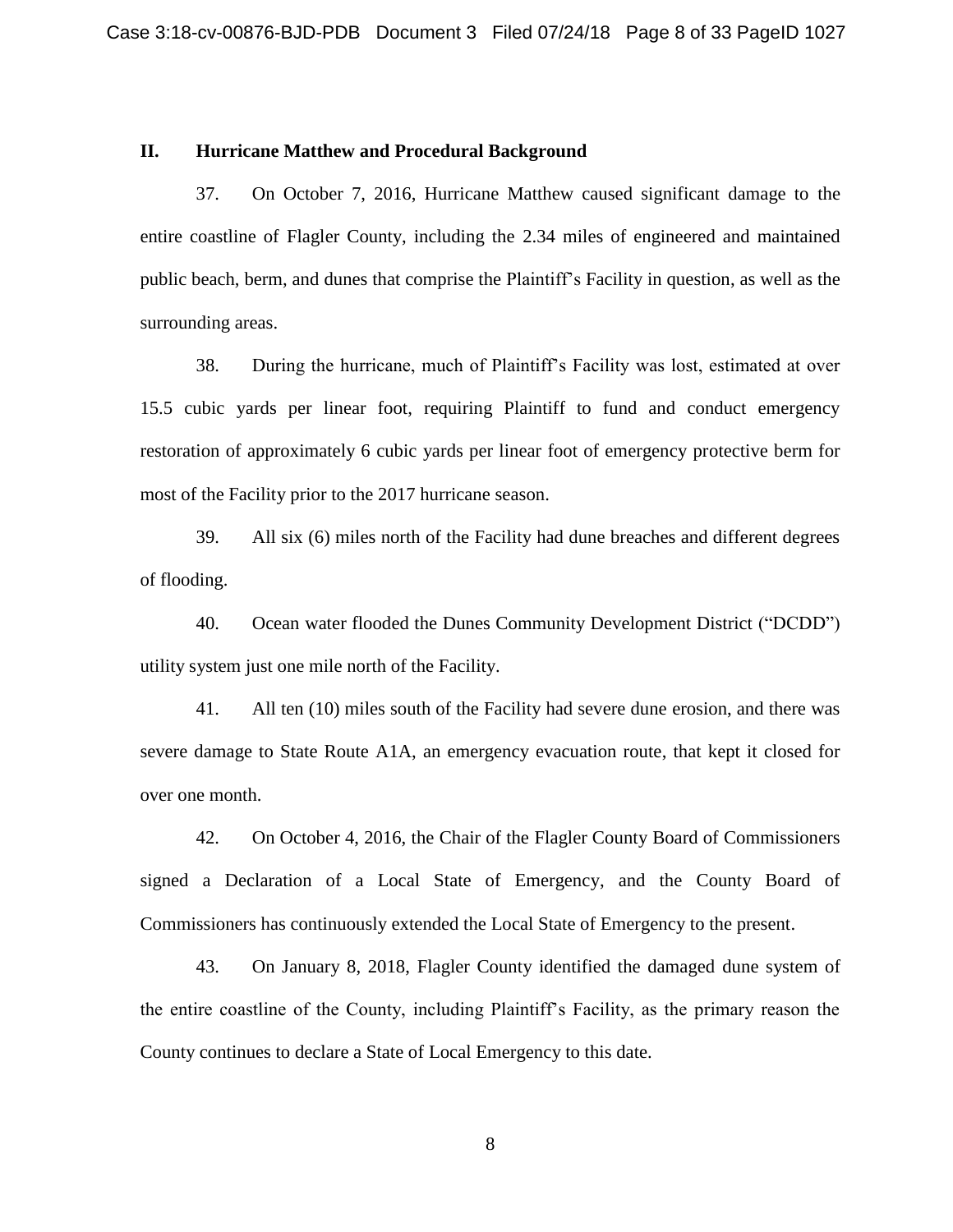## II. Hurricane Matthew and Procedural Background

37. On October 7, 2016, Hurricane Matthew caused significant damage to the entire coastline of Flagler County, including the 2.34 miles of engineered and maintained public beach, berm, and dunes that comprise the Plaintiff's Facility in question, as well as the surrounding areas.

38. During the hurricane, much of Plaintiff's Facility was lost, estimated at over 15.5 cubic yards per linear foot, requiring Plaintiff to fund and conduct emergency restoration of approximately 6 cubic yards per linear foot of emergency protective berm for most of the Facility prior to the 2017 hurricane season.

39. All six (6) miles north of the Facility had dune breaches and different degrees of flooding.

40. Ocean water flooded the Dunes Community Development District ("DCDD") utility system just one mile north of the Facility.

41. All ten (10) miles south of the Facility had severe dune erosion, and there was severe damage to State Route A1A, an emergency evacuation route, that kept it closed for over one month.

42. On October 4, 2016, the Chair of the Flagler County Board of Commissioners signed a Declaration of a Local State of Emergency, and the County Board of Commissioners has continuously extended the Local State of Emergency to the present.

43. On January 8, 2018, Flagler County identified the damaged dune system of the entire coastline of the County, including Plaintiff's Facility, as the primary reason the County continues to declare a State of Local Emergency to this date.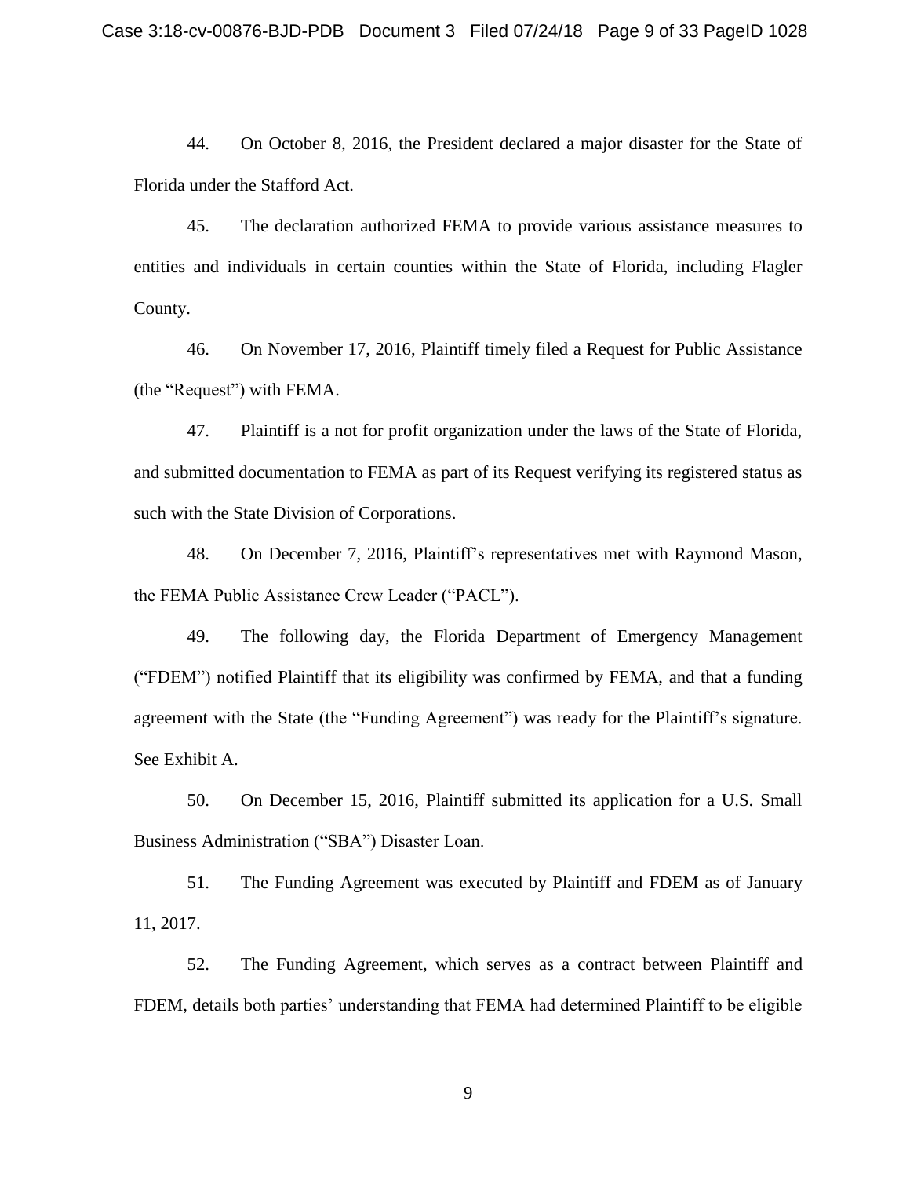44. On October 8, 2016, the President declared a major disaster for the State of Florida under the Stafford Act.

45. The declaration authorized FEMA to provide various assistance measures to entities and individuals in certain counties within the State of Florida, including Flagler County.

46. On November 17, 2016, Plaintiff timely filed a Request for Public Assistance (the "Request") with FEMA.

47. Plaintiff is a not for profit organization under the laws of the State of Florida, and submitted documentation to FEMA as part of its Request verifying its registered status as such with the State Division of Corporations.

48. On December 7, 2016, Plaintiff's representatives met with Raymond Mason, the FEMA Public Assistance Crew Leader ("PACL").

49. The following day, the Florida Department of Emergency Management ("FDEM") notified Plaintiff that its eligibility was confirmed by FEMA, and that a funding agreement with the State (the "Funding Agreement") was ready for the Plaintiff's signature. See Exhibit A.

50. On December 15, 2016, Plaintiff submitted its application for a U.S. Small Business Administration ("SBA") Disaster Loan.

51. The Funding Agreement was executed by Plaintiff and FDEM as of January 11, 2017.

52. The Funding Agreement, which serves as a contract between Plaintiff and FDEM, details both parties' understanding that FEMA had determined Plaintiff to be eligible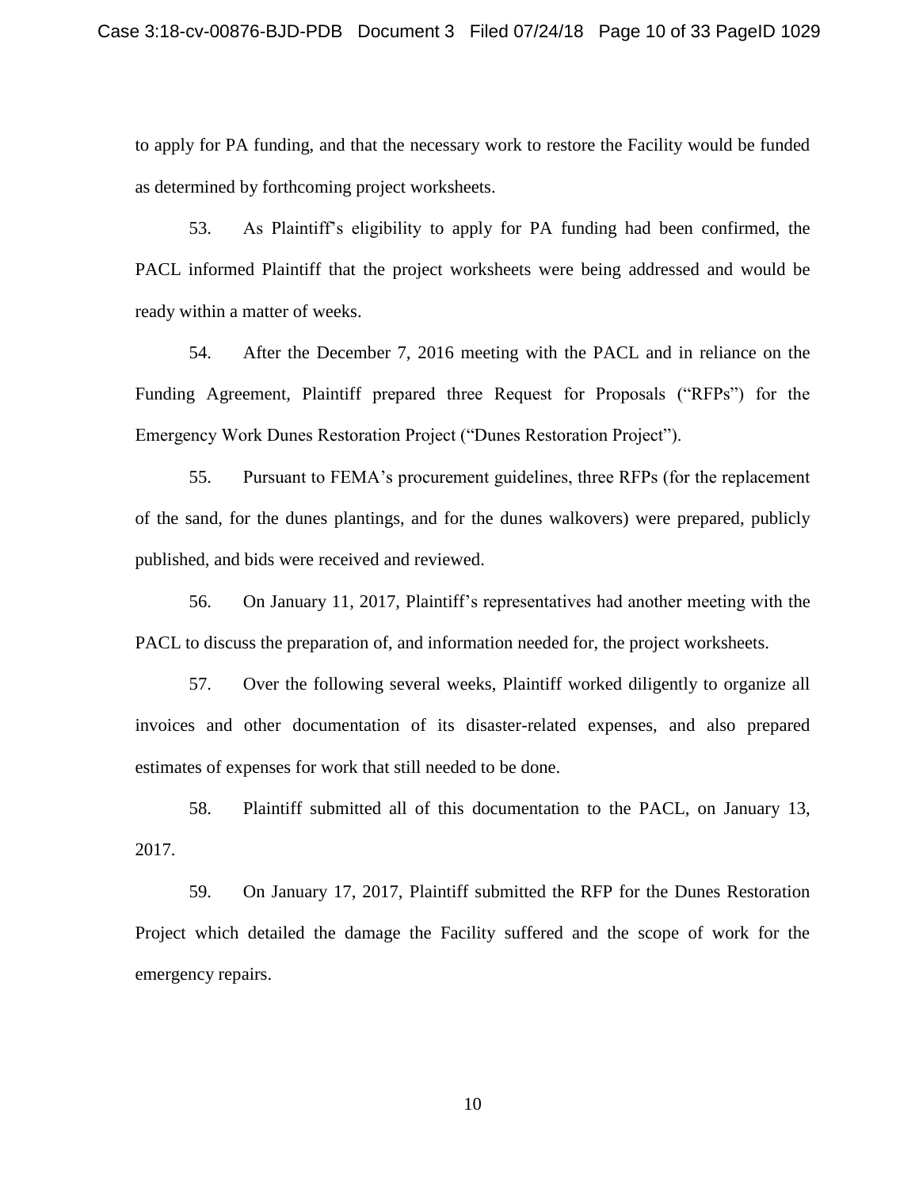to apply for PA funding, and that the necessary work to restore the Facility would be funded as determined by forthcoming project worksheets.

53. As Plaintiff's eligibility to apply for PA funding had been confirmed, the PACL informed Plaintiff that the project worksheets were being addressed and would be ready within a matter of weeks.

54. After the December 7, 2016 meeting with the PACL and in reliance on the Funding Agreement, Plaintiff prepared three Request for Proposals ("RFPs") for the Emergency Work Dunes Restoration Project ("Dunes Restoration Project").

55. Pursuant to FEMA's procurement guidelines, three RFPs (for the replacement of the sand, for the dunes plantings, and for the dunes walkovers) were prepared, publicly published, and bids were received and reviewed.

56. On January 11, 2017, Plaintiff's representatives had another meeting with the PACL to discuss the preparation of, and information needed for, the project worksheets.

57. Over the following several weeks, Plaintiff worked diligently to organize all invoices and other documentation of its disaster-related expenses, and also prepared estimates of expenses for work that still needed to be done.

58. Plaintiff submitted all of this documentation to the PACL, on January 13, 2017.

59. On January 17, 2017, Plaintiff submitted the RFP for the Dunes Restoration Project which detailed the damage the Facility suffered and the scope of work for the emergency repairs.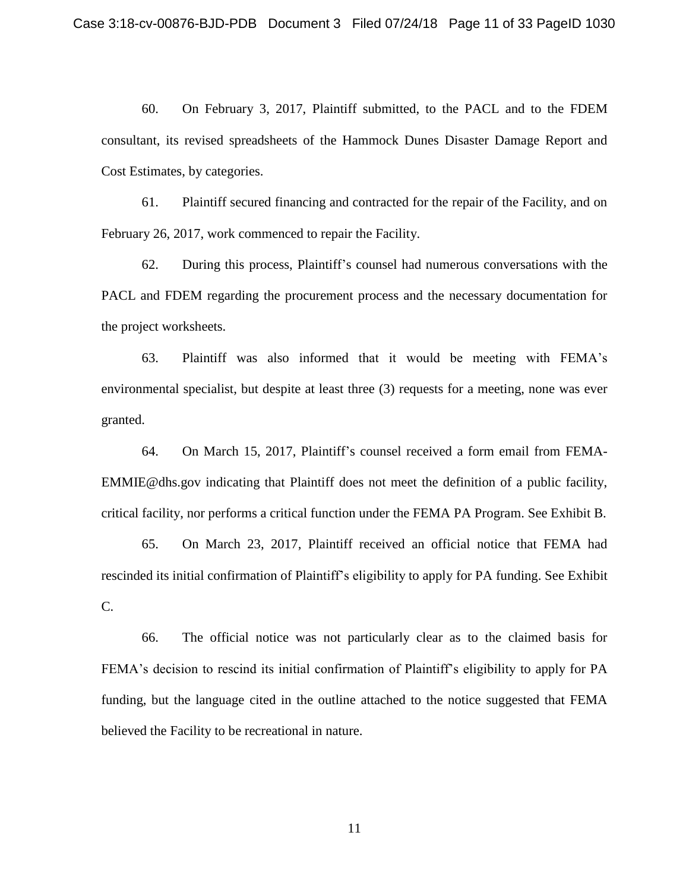60. On February 3, 2017, Plaintiff submitted, to the PACL and to the FDEM consultant, its revised spreadsheets of the Hammock Dunes Disaster Damage Report and Cost Estimates, by categories.

61. Plaintiff secured financing and contracted for the repair of the Facility, and on February 26, 2017, work commenced to repair the Facility.

62. During this process, Plaintiff's counsel had numerous conversations with the PACL and FDEM regarding the procurement process and the necessary documentation for the project worksheets.

63. Plaintiff was also informed that it would be meeting with FEMA's environmental specialist, but despite at least three (3) requests for a meeting, none was ever granted.

64. On March 15, 2017, Plaintiff's counsel received a form email from FEMA-EMMIE@dhs.gov indicating that Plaintiff does not meet the definition of a public facility, critical facility, nor performs a critical function under the FEMA PA Program. See Exhibit B.

65. On March 23, 2017, Plaintiff received an official notice that FEMA had rescinded its initial confirmation of Plaintiff's eligibility to apply for PA funding. See Exhibit C.

66. The official notice was not particularly clear as to the claimed basis for FEMA's decision to rescind its initial confirmation of Plaintiff's eligibility to apply for PA funding, but the language cited in the outline attached to the notice suggested that FEMA believed the Facility to be recreational in nature.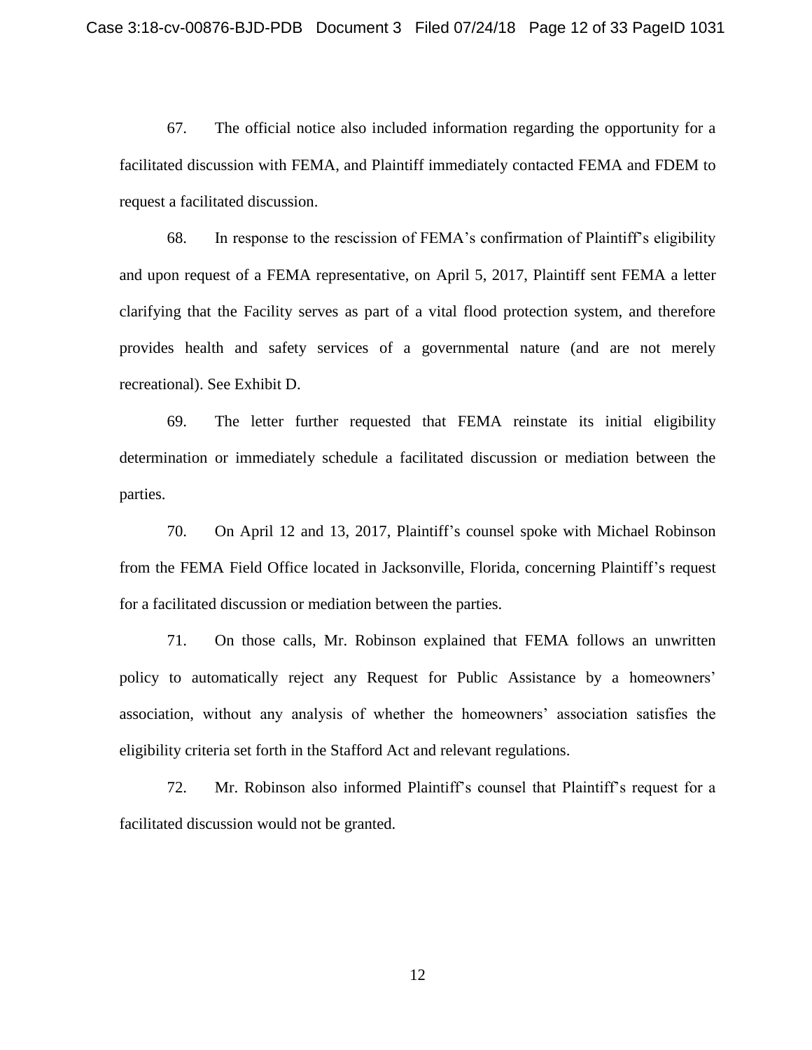67. The official notice also included information regarding the opportunity for a facilitated discussion with FEMA, and Plaintiff immediately contacted FEMA and FDEM to request a facilitated discussion.

68. In response to the rescission of FEMA's confirmation of Plaintiff's eligibility and upon request of a FEMA representative, on April 5, 2017, Plaintiff sent FEMA a letter clarifying that the Facility serves as part of a vital flood protection system, and therefore provides health and safety services of a governmental nature (and are not merely recreational). See Exhibit D.

69. The letter further requested that FEMA reinstate its initial eligibility determination or immediately schedule a facilitated discussion or mediation between the parties.

70. On April 12 and 13, 2017, Plaintiff's counsel spoke with Michael Robinson from the FEMA Field Office located in Jacksonville, Florida, concerning Plaintiff's request for a facilitated discussion or mediation between the parties.

71. On those calls, Mr. Robinson explained that FEMA follows an unwritten policy to automatically reject any Request for Public Assistance by a homeowners' association, without any analysis of whether the homeowners' association satisfies the eligibility criteria set forth in the Stafford Act and relevant regulations.

72. Mr. Robinson also informed Plaintiff's counsel that Plaintiff's request for a facilitated discussion would not be granted.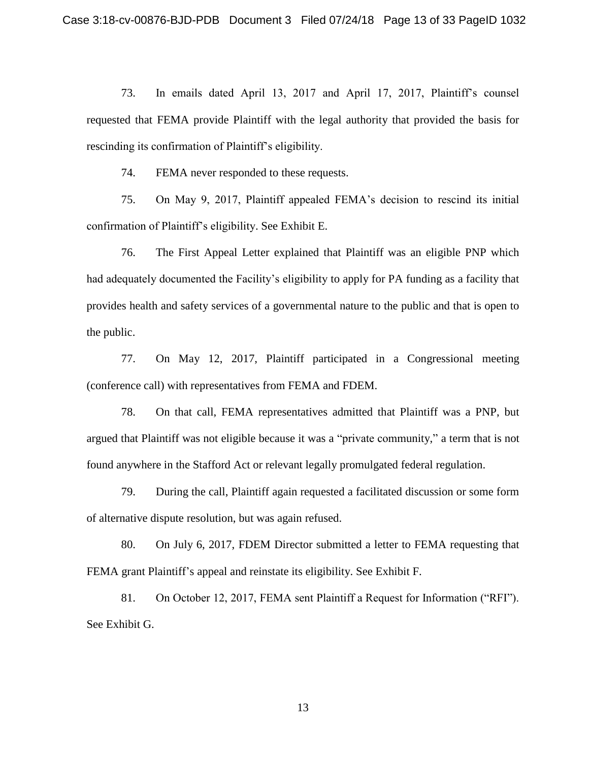73. In emails dated April 13, 2017 and April 17, 2017, Plaintiff's counsel requested that FEMA provide Plaintiff with the legal authority that provided the basis for rescinding its confirmation of Plaintiff's eligibility.

74. FEMA never responded to these requests.

75. On May 9, 2017, Plaintiff appealed FEMA's decision to rescind its initial confirmation of Plaintiff's eligibility. See Exhibit E.

76. The First Appeal Letter explained that Plaintiff was an eligible PNP which had adequately documented the Facility's eligibility to apply for PA funding as a facility that provides health and safety services of a governmental nature to the public and that is open to the public.

77. On May 12, 2017, Plaintiff participated in a Congressional meeting (conference call) with representatives from FEMA and FDEM.

78. On that call, FEMA representatives admitted that Plaintiff was a PNP, but argued that Plaintiff was not eligible because it was a "private community," a term that is not found anywhere in the Stafford Act or relevant legally promulgated federal regulation.

79. During the call, Plaintiff again requested a facilitated discussion or some form of alternative dispute resolution, but was again refused.

80. On July 6, 2017, FDEM Director submitted a letter to FEMA requesting that FEMA grant Plaintiff's appeal and reinstate its eligibility. See Exhibit F.

81. On October 12, 2017, FEMA sent Plaintiff a Request for Information ("RFI"). See Exhibit G.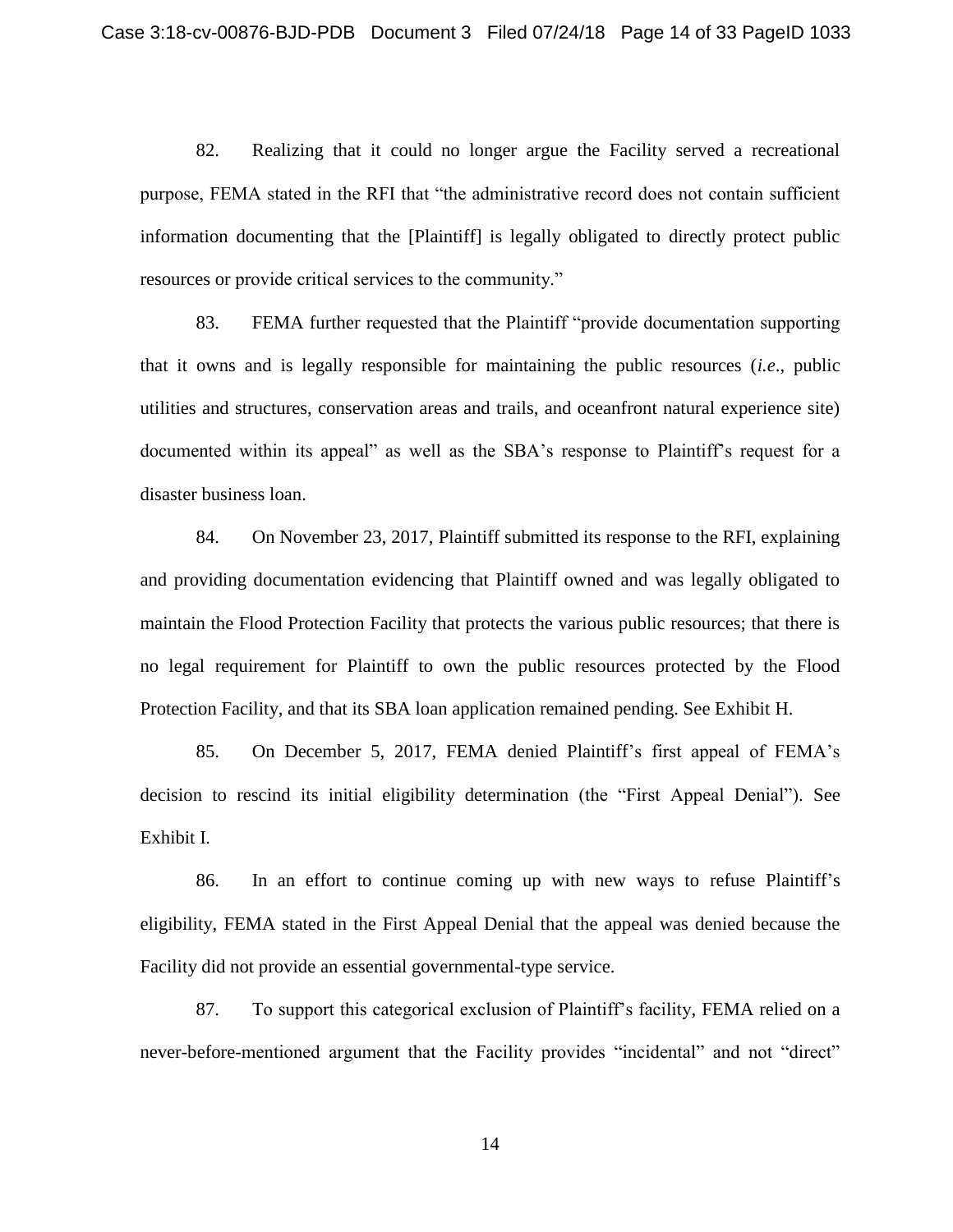82. Realizing that it could no longer argue the Facility served a recreational purpose, FEMA stated in the RFI that "the administrative record does not contain sufficient information documenting that the [Plaintiff] is legally obligated to directly protect public resources or provide critical services to the community."

83. FEMA further requested that the Plaintiff "provide documentation supporting that it owns and is legally responsible for maintaining the public resources (*i.e*., public utilities and structures, conservation areas and trails, and oceanfront natural experience site) documented within its appeal" as well as the SBA's response to Plaintiff's request for a disaster business loan.

84. On November 23, 2017, Plaintiff submitted its response to the RFI, explaining and providing documentation evidencing that Plaintiff owned and was legally obligated to maintain the Flood Protection Facility that protects the various public resources; that there is no legal requirement for Plaintiff to own the public resources protected by the Flood Protection Facility, and that its SBA loan application remained pending. See Exhibit H.

85. On December 5, 2017, FEMA denied Plaintiff's first appeal of FEMA's decision to rescind its initial eligibility determination (the "First Appeal Denial"). See Exhibit I.

86. In an effort to continue coming up with new ways to refuse Plaintiff's eligibility, FEMA stated in the First Appeal Denial that the appeal was denied because the Facility did not provide an essential governmental-type service.

87. To support this categorical exclusion of Plaintiff's facility, FEMA relied on a never-before-mentioned argument that the Facility provides "incidental" and not "direct"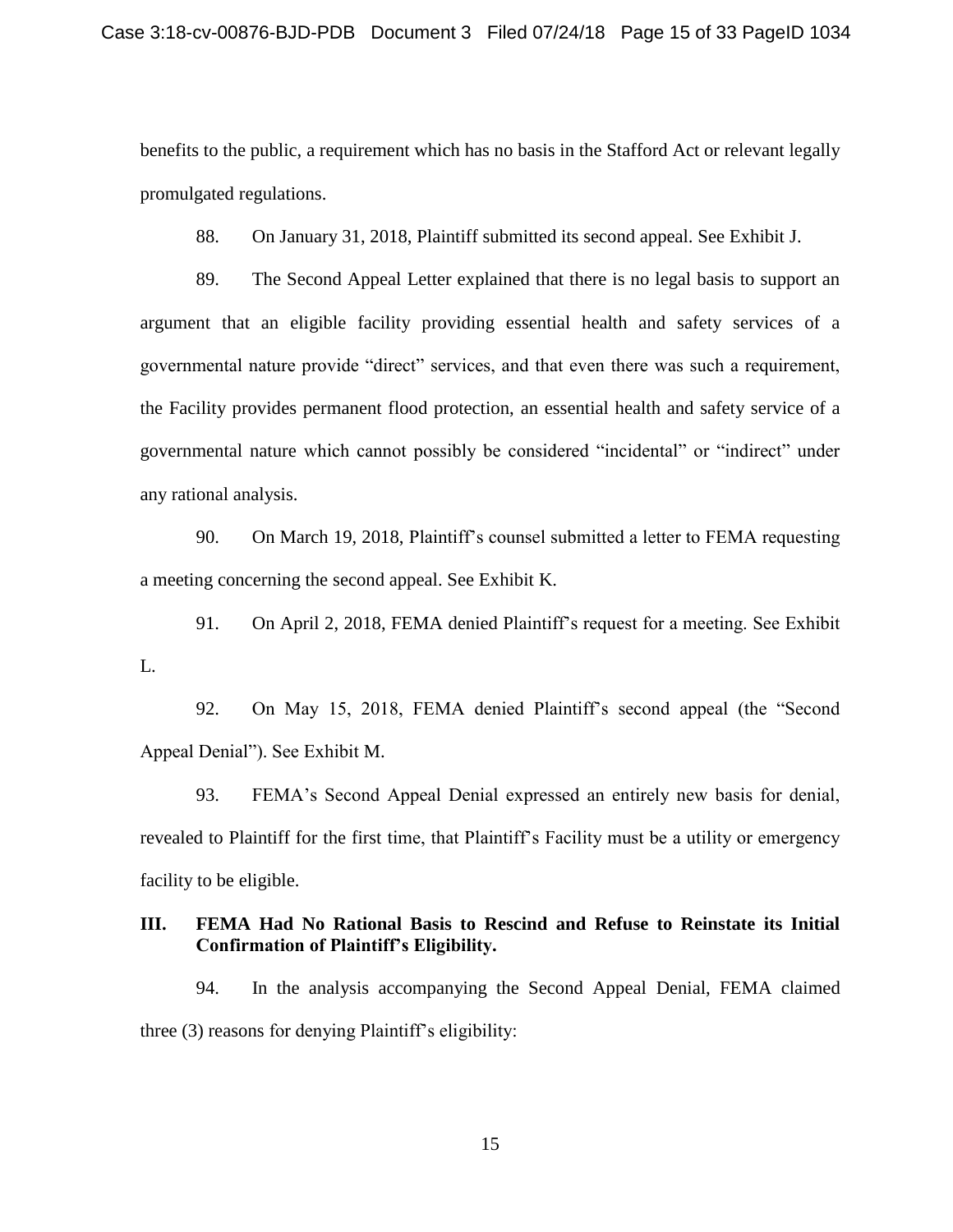benefits to the public, a requirement which has no basis in the Stafford Act or relevant legally promulgated regulations.

88. On January 31, 2018, Plaintiff submitted its second appeal. See Exhibit J.

89. The Second Appeal Letter explained that there is no legal basis to support an argument that an eligible facility providing essential health and safety services of a governmental nature provide "direct" services, and that even there was such a requirement, the Facility provides permanent flood protection, an essential health and safety service of a governmental nature which cannot possibly be considered "incidental" or "indirect" under any rational analysis.

90. On March 19, 2018, Plaintiff's counsel submitted a letter to FEMA requesting a meeting concerning the second appeal. See Exhibit K.

91. On April 2, 2018, FEMA denied Plaintiff's request for a meeting. See Exhibit L.

92. On May 15, 2018, FEMA denied Plaintiff's second appeal (the "Second Appeal Denial"). See Exhibit M.

93. FEMA's Second Appeal Denial expressed an entirely new basis for denial, revealed to Plaintiff for the first time, that Plaintiff's Facility must be a utility or emergency facility to be eligible.

### III. FEMA Had No Rational Basis to Rescind and Refuse to Reinstate its Initial Confirmation of Plaintiff's Eligibility.

94. In the analysis accompanying the Second Appeal Denial, FEMA claimed three (3) reasons for denying Plaintiff's eligibility: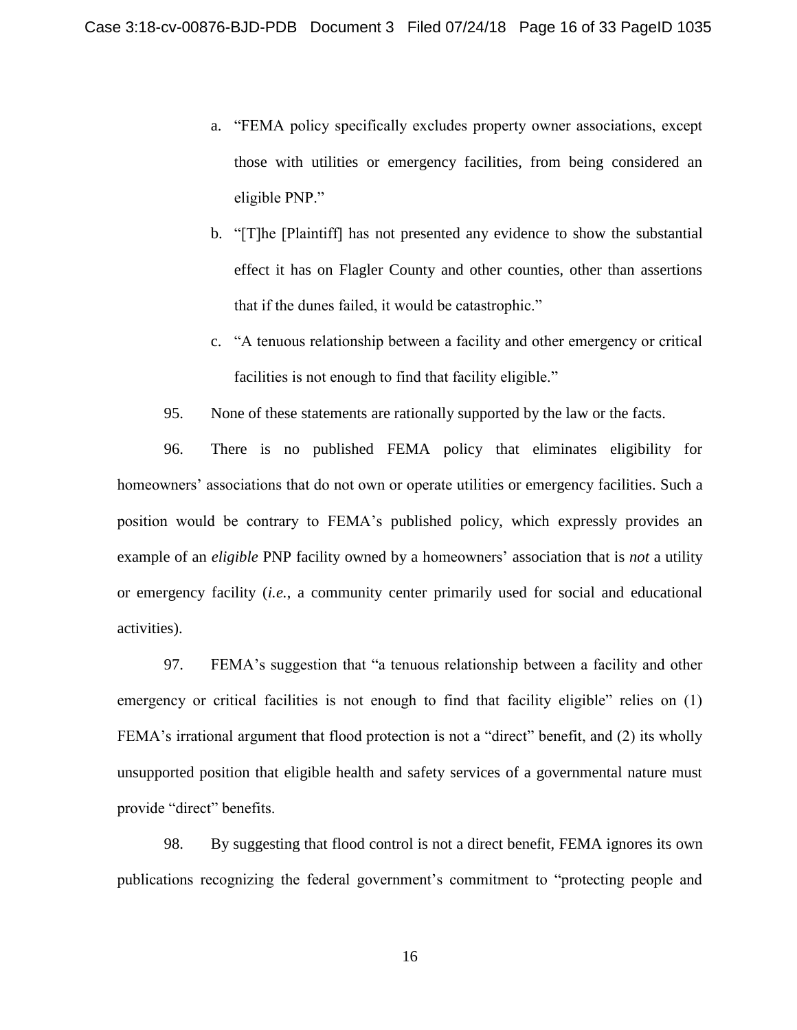a. "FEMA policy specifically excludes property owner associations, except those with utilities or emergency facilities, from being considered an eligible PNP."

b. "[T]he [Plaintiff] has not presented any evidence to show the substantial effect it has on Flagler County and other counties, other than assertions that if the dunes failed, it would be catastrophic."

c. "A tenuous relationship between a facility and other emergency or critical facilities is not enough to find that facility eligible."

95. None of these statements are rationally supported by the law or the facts.

96. There is no published FEMA policy that eliminates eligibility for homeowners' associations that do not own or operate utilities or emergency facilities. Such a position would be contrary to FEMA's published policy, which expressly provides an example of an *eligible* PNP facility owned by a homeowners' association that is *not* a utility or emergency facility (*i.e.*, a community center primarily used for social and educational activities).

97. FEMA's suggestion that "a tenuous relationship between a facility and other emergency or critical facilities is not enough to find that facility eligible" relies on (1) FEMA's irrational argument that flood protection is not a "direct" benefit, and (2) its wholly unsupported position that eligible health and safety services of a governmental nature must provide "direct" benefits.

98. By suggesting that flood control is not a direct benefit, FEMA ignores its own publications recognizing the federal government's commitment to "protecting people and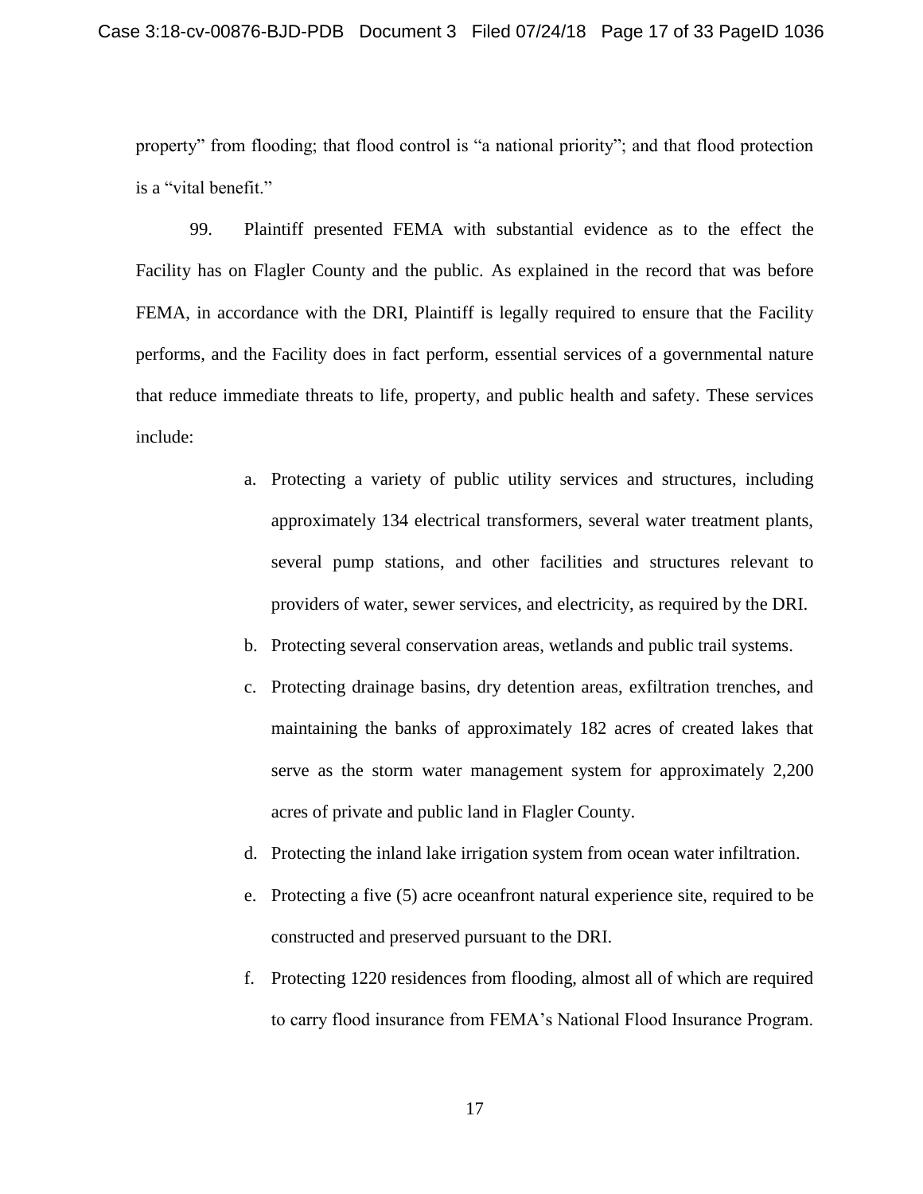property" from flooding; that flood control is "a national priority"; and that flood protection is a "vital benefit."

99. Plaintiff presented FEMA with substantial evidence as to the effect the Facility has on Flagler County and the public. As explained in the record that was before FEMA, in accordance with the DRI, Plaintiff is legally required to ensure that the Facility performs, and the Facility does in fact perform, essential services of a governmental nature that reduce immediate threats to life, property, and public health and safety. These services include:

a. Protecting a variety of public utility services and structures, including approximately 134 electrical transformers, several water treatment plants, several pump stations, and other facilities and structures relevant to providers of water, sewer services, and electricity, as required by the DRI.

b. Protecting several conservation areas, wetlands and public trail systems.

c. Protecting drainage basins, dry detention areas, exfiltration trenches, and maintaining the banks of approximately 182 acres of created lakes that serve as the storm water management system for approximately 2,200 acres of private and public land in Flagler County.

d. Protecting the inland lake irrigation system from ocean water infiltration.

e. Protecting a five (5) acre oceanfront natural experience site, required to be constructed and preserved pursuant to the DRI.

f. Protecting 1220 residences from flooding, almost all of which are required to carry flood insurance from FEMA's National Flood Insurance Program.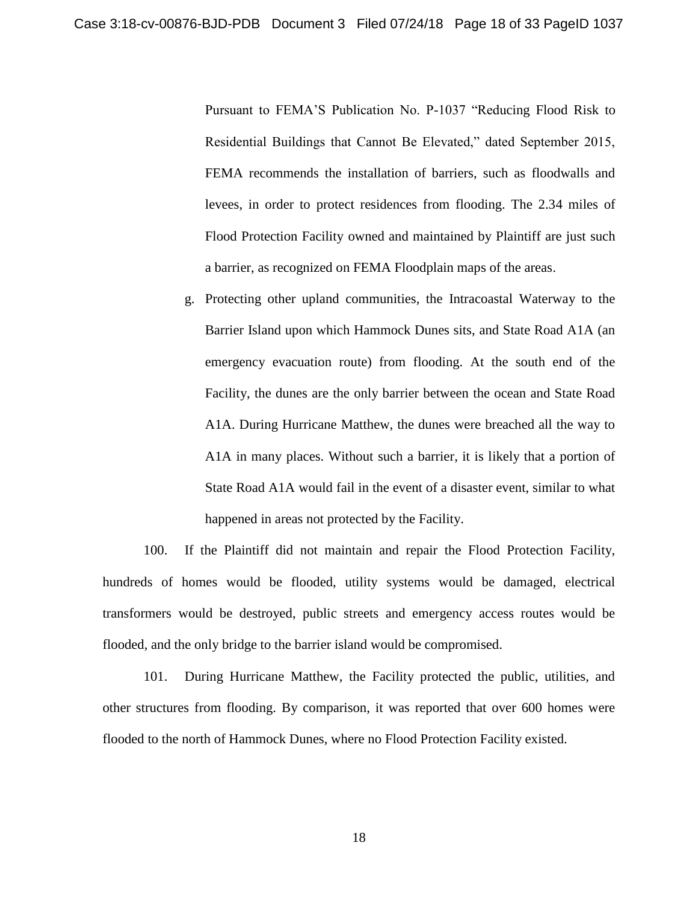Pursuant to FEMA'S Publication No. P-1037 "Reducing Flood Risk to Residential Buildings that Cannot Be Elevated," dated September 2015, FEMA recommends the installation of barriers, such as floodwalls and levees, in order to protect residences from flooding. The 2.34 miles of Flood Protection Facility owned and maintained by Plaintiff are just such a barrier, as recognized on FEMA Floodplain maps of the areas.

g. Protecting other upland communities, the Intracoastal Waterway to the Barrier Island upon which Hammock Dunes sits, and State Road A1A (an emergency evacuation route) from flooding. At the south end of the Facility, the dunes are the only barrier between the ocean and State Road A1A. During Hurricane Matthew, the dunes were breached all the way to A1A in many places. Without such a barrier, it is likely that a portion of State Road A1A would fail in the event of a disaster event, similar to what happened in areas not protected by the Facility.

100. If the Plaintiff did not maintain and repair the Flood Protection Facility, hundreds of homes would be flooded, utility systems would be damaged, electrical transformers would be destroyed, public streets and emergency access routes would be flooded, and the only bridge to the barrier island would be compromised.

101. During Hurricane Matthew, the Facility protected the public, utilities, and other structures from flooding. By comparison, it was reported that over 600 homes were flooded to the north of Hammock Dunes, where no Flood Protection Facility existed.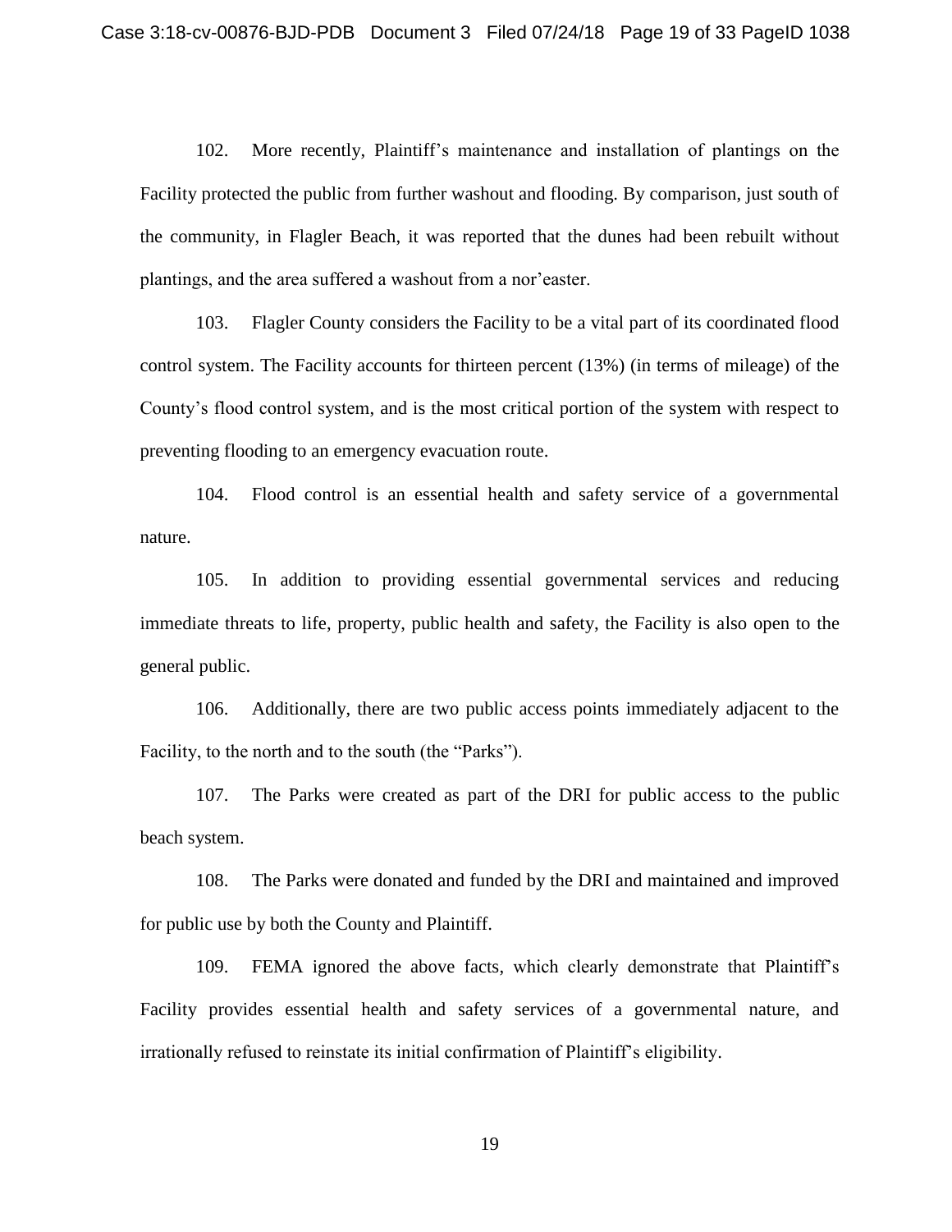102. More recently, Plaintiff's maintenance and installation of plantings on the Facility protected the public from further washout and flooding. By comparison, just south of the community, in Flagler Beach, it was reported that the dunes had been rebuilt without plantings, and the area suffered a washout from a nor'easter.

103. Flagler County considers the Facility to be a vital part of its coordinated flood control system. The Facility accounts for thirteen percent (13%) (in terms of mileage) of the County's flood control system, and is the most critical portion of the system with respect to preventing flooding to an emergency evacuation route.

104. Flood control is an essential health and safety service of a governmental nature.

105. In addition to providing essential governmental services and reducing immediate threats to life, property, public health and safety, the Facility is also open to the general public.

106. Additionally, there are two public access points immediately adjacent to the Facility, to the north and to the south (the "Parks").

107. The Parks were created as part of the DRI for public access to the public beach system.

108. The Parks were donated and funded by the DRI and maintained and improved for public use by both the County and Plaintiff.

109. FEMA ignored the above facts, which clearly demonstrate that Plaintiff's Facility provides essential health and safety services of a governmental nature, and irrationally refused to reinstate its initial confirmation of Plaintiff's eligibility.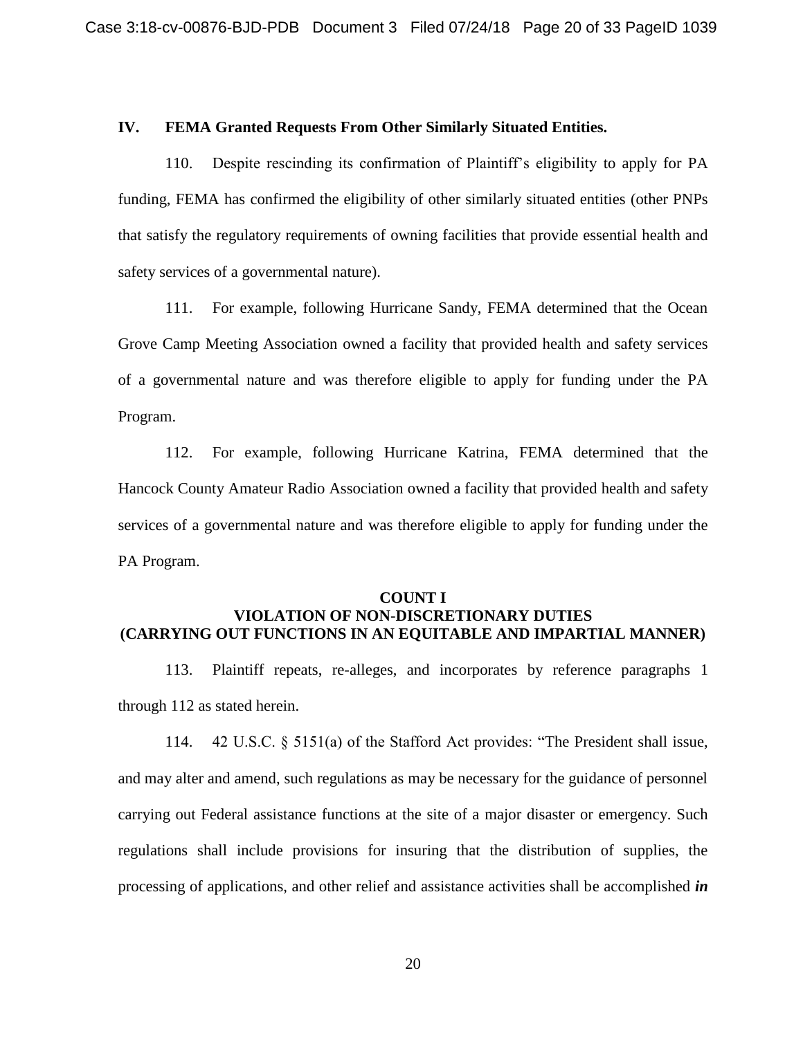## IV. FEMA Granted Requests From Other Similarly Situated Entities.

110. Despite rescinding its confirmation of Plaintiff's eligibility to apply for PA funding, FEMA has confirmed the eligibility of other similarly situated entities (other PNPs that satisfy the regulatory requirements of owning facilities that provide essential health and safety services of a governmental nature).

111. For example, following Hurricane Sandy, FEMA determined that the Ocean Grove Camp Meeting Association owned a facility that provided health and safety services of a governmental nature and was therefore eligible to apply for funding under the PA Program.

112. For example, following Hurricane Katrina, FEMA determined that the Hancock County Amateur Radio Association owned a facility that provided health and safety services of a governmental nature and was therefore eligible to apply for funding under the PA Program.

### COUNT I
### VIOLATION OF NON-DISCRETIONARY DUTIES
### (CARRYING OUT FUNCTIONS IN AN EQUITABLE AND IMPARTIAL MANNER)

113. Plaintiff repeats, re-alleges, and incorporates by reference paragraphs 1 through 112 as stated herein.

114. 42 U.S.C. § 5151(a) of the Stafford Act provides: "The President shall issue, and may alter and amend, such regulations as may be necessary for the guidance of personnel carrying out Federal assistance functions at the site of a major disaster or emergency. Such regulations shall include provisions for insuring that the distribution of supplies, the processing of applications, and other relief and assistance activities shall be accomplished ***in***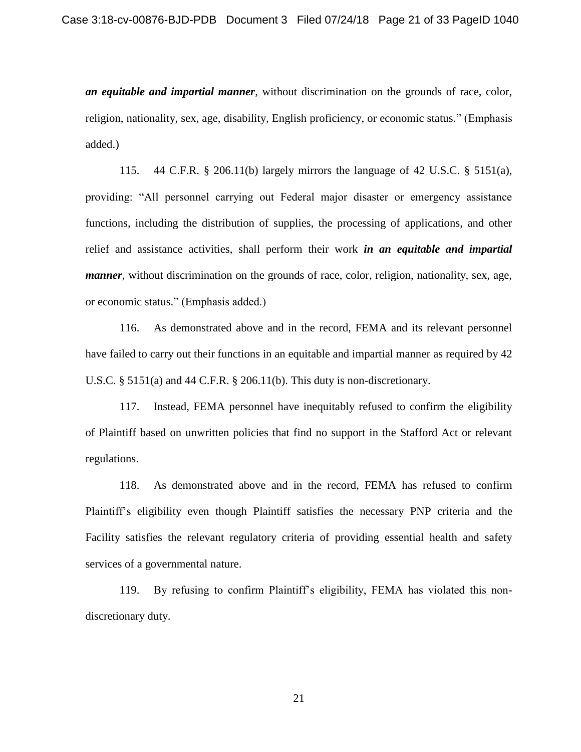***an equitable and impartial manner***, without discrimination on the grounds of race, color, religion, nationality, sex, age, disability, English proficiency, or economic status." (Emphasis added.)

115. 44 C.F.R. § 206.11(b) largely mirrors the language of 42 U.S.C. § 5151(a), providing: "All personnel carrying out Federal major disaster or emergency assistance functions, including the distribution of supplies, the processing of applications, and other relief and assistance activities, shall perform their work ***in an equitable and impartial manner***, without discrimination on the grounds of race, color, religion, nationality, sex, age, or economic status." (Emphasis added.)

116. As demonstrated above and in the record, FEMA and its relevant personnel have failed to carry out their functions in an equitable and impartial manner as required by 42 U.S.C. § 5151(a) and 44 C.F.R. § 206.11(b). This duty is non-discretionary.

117. Instead, FEMA personnel have inequitably refused to confirm the eligibility of Plaintiff based on unwritten policies that find no support in the Stafford Act or relevant regulations.

118. As demonstrated above and in the record, FEMA has refused to confirm Plaintiff's eligibility even though Plaintiff satisfies the necessary PNP criteria and the Facility satisfies the relevant regulatory criteria of providing essential health and safety services of a governmental nature.

119. By refusing to confirm Plaintiff's eligibility, FEMA has violated this non-discretionary duty.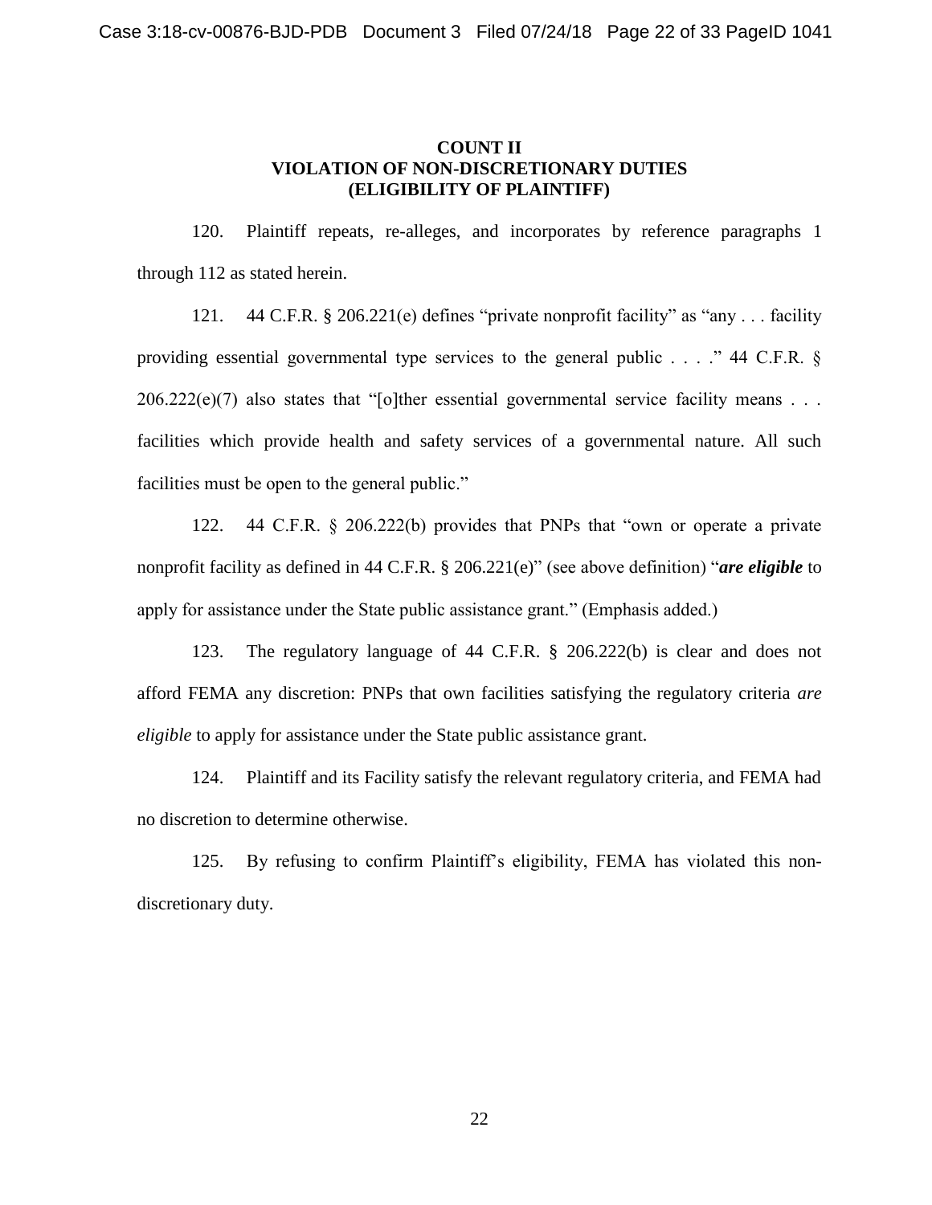## COUNT II
## VIOLATION OF NON-DISCRETIONARY DUTIES
## (ELIGIBILITY OF PLAINTIFF)

120. Plaintiff repeats, re-alleges, and incorporates by reference paragraphs 1 through 112 as stated herein.

121. 44 C.F.R. § 206.221(e) defines "private nonprofit facility" as "any . . . facility providing essential governmental type services to the general public . . . ." 44 C.F.R. § 206.222(e)(7) also states that "[o]ther essential governmental service facility means . . . facilities which provide health and safety services of a governmental nature. All such facilities must be open to the general public."

122. 44 C.F.R. § 206.222(b) provides that PNPs that "own or operate a private nonprofit facility as defined in 44 C.F.R. § 206.221(e)" (see above definition) "***are eligible*** to apply for assistance under the State public assistance grant." (Emphasis added.)

123. The regulatory language of 44 C.F.R. § 206.222(b) is clear and does not afford FEMA any discretion: PNPs that own facilities satisfying the regulatory criteria *are eligible* to apply for assistance under the State public assistance grant.

124. Plaintiff and its Facility satisfy the relevant regulatory criteria, and FEMA had no discretion to determine otherwise.

125. By refusing to confirm Plaintiff's eligibility, FEMA has violated this non-discretionary duty.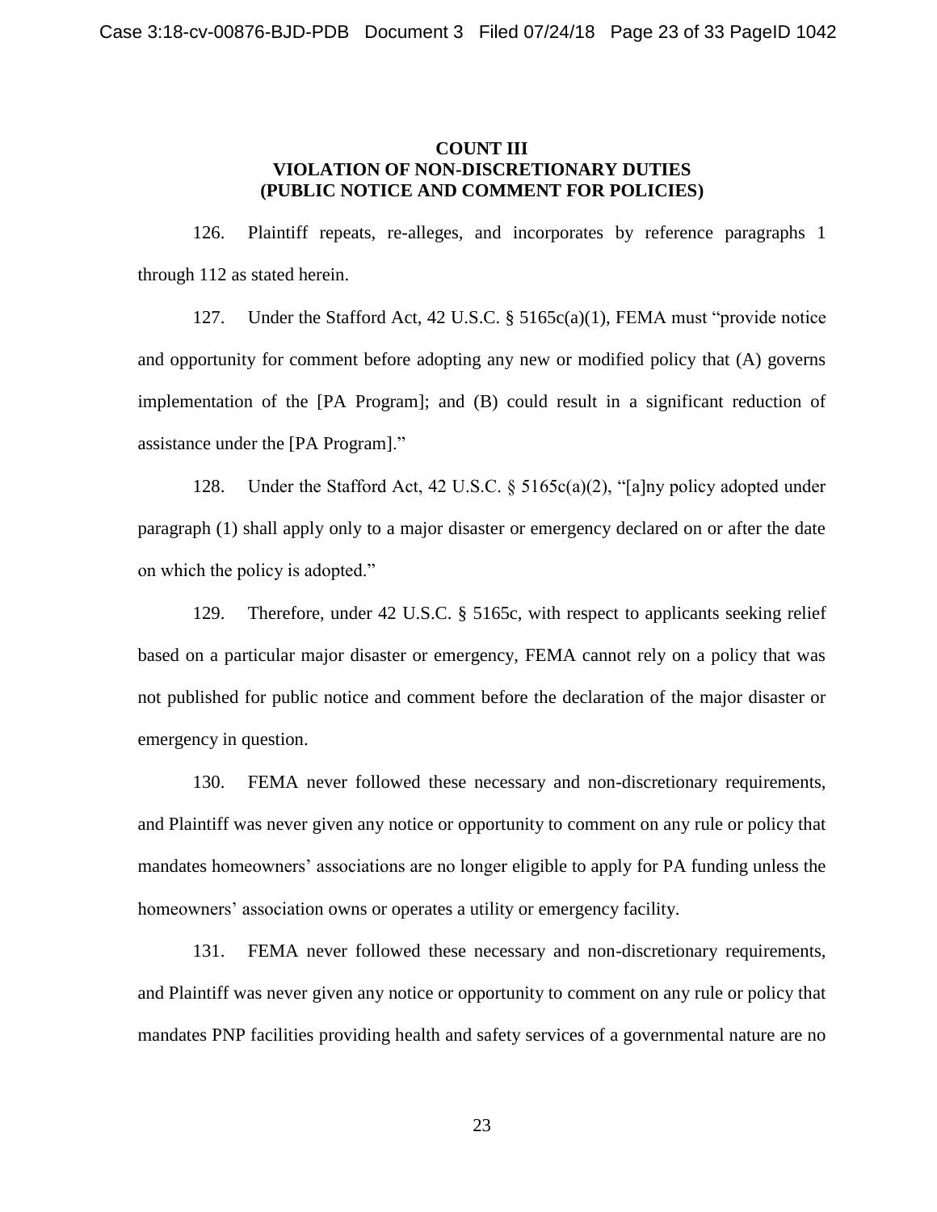**COUNT III**
**VIOLATION OF NON-DISCRETIONARY DUTIES**
**(PUBLIC NOTICE AND COMMENT FOR POLICIES)**

126. Plaintiff repeats, re-alleges, and incorporates by reference paragraphs 1 through 112 as stated herein.

127. Under the Stafford Act, 42 U.S.C. § 5165c(a)(1), FEMA must "provide notice and opportunity for comment before adopting any new or modified policy that (A) governs implementation of the [PA Program]; and (B) could result in a significant reduction of assistance under the [PA Program]."

128. Under the Stafford Act, 42 U.S.C. § 5165c(a)(2), "[a]ny policy adopted under paragraph (1) shall apply only to a major disaster or emergency declared on or after the date on which the policy is adopted."

129. Therefore, under 42 U.S.C. § 5165c, with respect to applicants seeking relief based on a particular major disaster or emergency, FEMA cannot rely on a policy that was not published for public notice and comment before the declaration of the major disaster or emergency in question.

130. FEMA never followed these necessary and non-discretionary requirements, and Plaintiff was never given any notice or opportunity to comment on any rule or policy that mandates homeowners' associations are no longer eligible to apply for PA funding unless the homeowners' association owns or operates a utility or emergency facility.

131. FEMA never followed these necessary and non-discretionary requirements, and Plaintiff was never given any notice or opportunity to comment on any rule or policy that mandates PNP facilities providing health and safety services of a governmental nature are no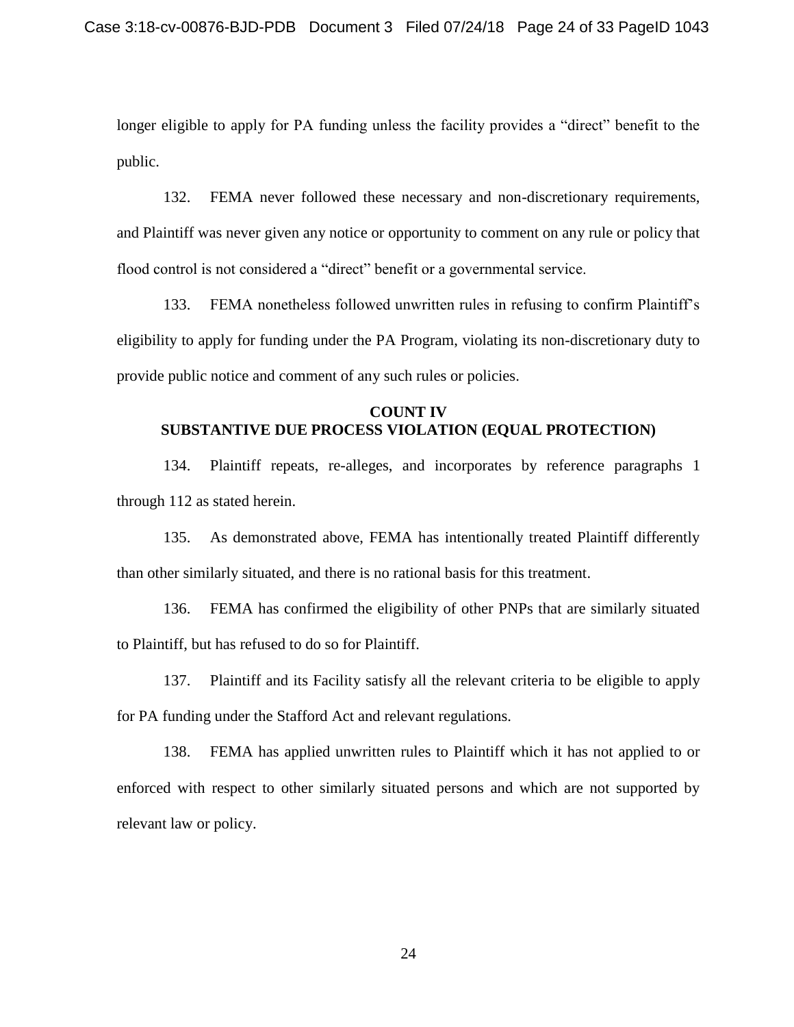longer eligible to apply for PA funding unless the facility provides a "direct" benefit to the public.

132. FEMA never followed these necessary and non-discretionary requirements, and Plaintiff was never given any notice or opportunity to comment on any rule or policy that flood control is not considered a "direct" benefit or a governmental service.

133. FEMA nonetheless followed unwritten rules in refusing to confirm Plaintiff's eligibility to apply for funding under the PA Program, violating its non-discretionary duty to provide public notice and comment of any such rules or policies.

## COUNT IV
## SUBSTANTIVE DUE PROCESS VIOLATION (EQUAL PROTECTION)

134. Plaintiff repeats, re-alleges, and incorporates by reference paragraphs 1 through 112 as stated herein.

135. As demonstrated above, FEMA has intentionally treated Plaintiff differently than other similarly situated, and there is no rational basis for this treatment.

136. FEMA has confirmed the eligibility of other PNPs that are similarly situated to Plaintiff, but has refused to do so for Plaintiff.

137. Plaintiff and its Facility satisfy all the relevant criteria to be eligible to apply for PA funding under the Stafford Act and relevant regulations.

138. FEMA has applied unwritten rules to Plaintiff which it has not applied to or enforced with respect to other similarly situated persons and which are not supported by relevant law or policy.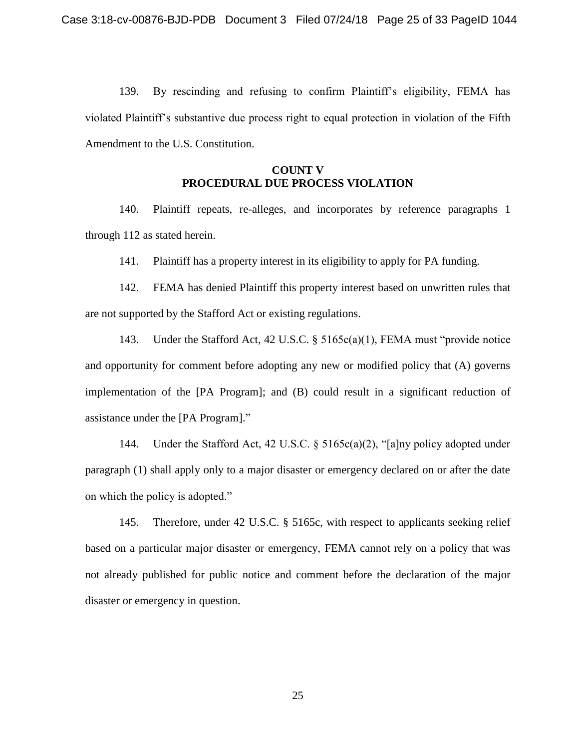139. By rescinding and refusing to confirm Plaintiff's eligibility, FEMA has violated Plaintiff's substantive due process right to equal protection in violation of the Fifth Amendment to the U.S. Constitution.

## COUNT V
## PROCEDURAL DUE PROCESS VIOLATION

140. Plaintiff repeats, re-alleges, and incorporates by reference paragraphs 1 through 112 as stated herein.

141. Plaintiff has a property interest in its eligibility to apply for PA funding.

142. FEMA has denied Plaintiff this property interest based on unwritten rules that are not supported by the Stafford Act or existing regulations.

143. Under the Stafford Act, 42 U.S.C. § 5165c(a)(1), FEMA must "provide notice and opportunity for comment before adopting any new or modified policy that (A) governs implementation of the [PA Program]; and (B) could result in a significant reduction of assistance under the [PA Program]."

144. Under the Stafford Act, 42 U.S.C. § 5165c(a)(2), "[a]ny policy adopted under paragraph (1) shall apply only to a major disaster or emergency declared on or after the date on which the policy is adopted."

145. Therefore, under 42 U.S.C. § 5165c, with respect to applicants seeking relief based on a particular major disaster or emergency, FEMA cannot rely on a policy that was not already published for public notice and comment before the declaration of the major disaster or emergency in question.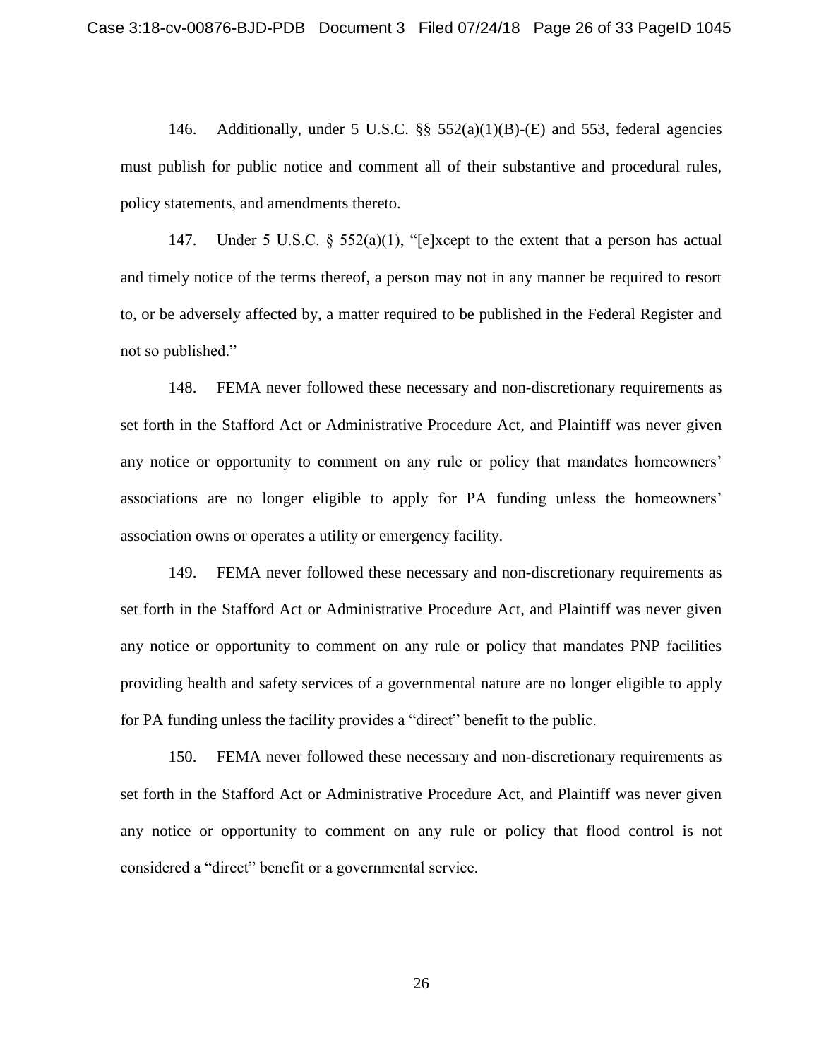146. Additionally, under 5 U.S.C. §§ 552(a)(1)(B)-(E) and 553, federal agencies must publish for public notice and comment all of their substantive and procedural rules, policy statements, and amendments thereto.

147. Under 5 U.S.C. § 552(a)(1), "[e]xcept to the extent that a person has actual and timely notice of the terms thereof, a person may not in any manner be required to resort to, or be adversely affected by, a matter required to be published in the Federal Register and not so published."

148. FEMA never followed these necessary and non-discretionary requirements as set forth in the Stafford Act or Administrative Procedure Act, and Plaintiff was never given any notice or opportunity to comment on any rule or policy that mandates homeowners' associations are no longer eligible to apply for PA funding unless the homeowners' association owns or operates a utility or emergency facility.

149. FEMA never followed these necessary and non-discretionary requirements as set forth in the Stafford Act or Administrative Procedure Act, and Plaintiff was never given any notice or opportunity to comment on any rule or policy that mandates PNP facilities providing health and safety services of a governmental nature are no longer eligible to apply for PA funding unless the facility provides a "direct" benefit to the public.

150. FEMA never followed these necessary and non-discretionary requirements as set forth in the Stafford Act or Administrative Procedure Act, and Plaintiff was never given any notice or opportunity to comment on any rule or policy that flood control is not considered a "direct" benefit or a governmental service.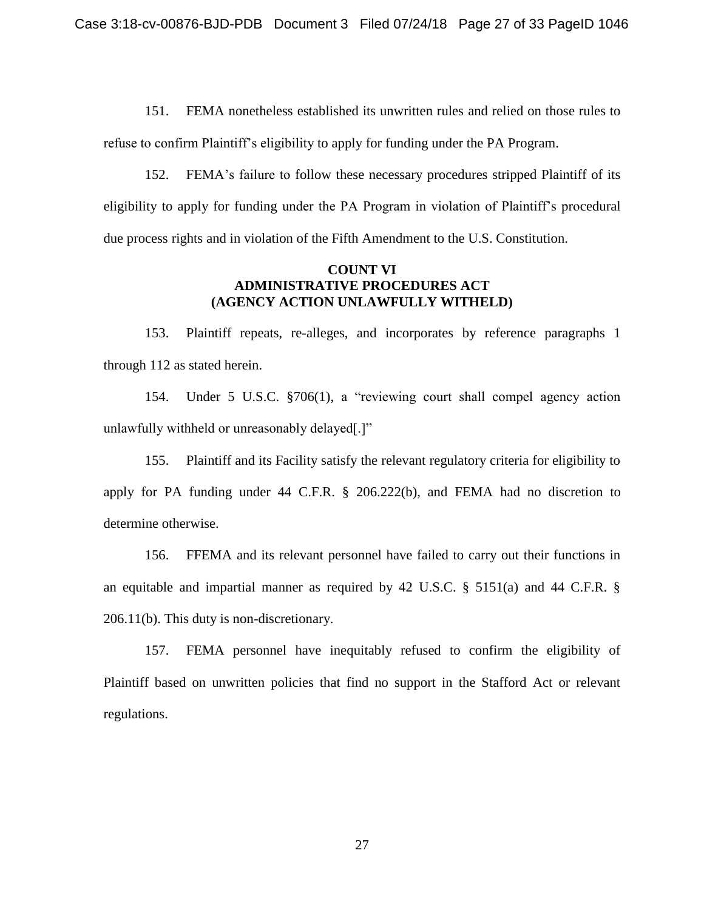151. FEMA nonetheless established its unwritten rules and relied on those rules to refuse to confirm Plaintiff's eligibility to apply for funding under the PA Program.

152. FEMA's failure to follow these necessary procedures stripped Plaintiff of its eligibility to apply for funding under the PA Program in violation of Plaintiff's procedural due process rights and in violation of the Fifth Amendment to the U.S. Constitution.

**COUNT VI**
**ADMINISTRATIVE PROCEDURES ACT**
**(AGENCY ACTION UNLAWFULLY WITHELD)**

153. Plaintiff repeats, re-alleges, and incorporates by reference paragraphs 1 through 112 as stated herein.

154. Under 5 U.S.C. §706(1), a "reviewing court shall compel agency action unlawfully withheld or unreasonably delayed[.]"

155. Plaintiff and its Facility satisfy the relevant regulatory criteria for eligibility to apply for PA funding under 44 C.F.R. § 206.222(b), and FEMA had no discretion to determine otherwise.

156. FFEMA and its relevant personnel have failed to carry out their functions in an equitable and impartial manner as required by 42 U.S.C. § 5151(a) and 44 C.F.R. § 206.11(b). This duty is non-discretionary.

157. FEMA personnel have inequitably refused to confirm the eligibility of Plaintiff based on unwritten policies that find no support in the Stafford Act or relevant regulations.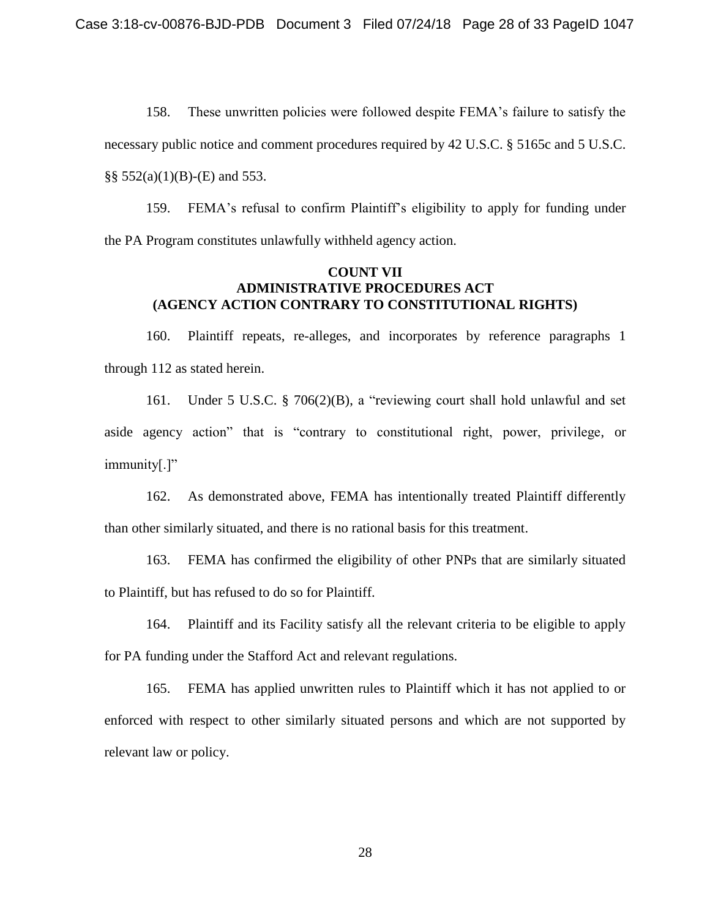158. These unwritten policies were followed despite FEMA's failure to satisfy the necessary public notice and comment procedures required by 42 U.S.C. § 5165c and 5 U.S.C. §§ 552(a)(1)(B)-(E) and 553.

159. FEMA's refusal to confirm Plaintiff's eligibility to apply for funding under the PA Program constitutes unlawfully withheld agency action.

**COUNT VII**
**ADMINISTRATIVE PROCEDURES ACT**
**(AGENCY ACTION CONTRARY TO CONSTITUTIONAL RIGHTS)**

160. Plaintiff repeats, re-alleges, and incorporates by reference paragraphs 1 through 112 as stated herein.

161. Under 5 U.S.C. § 706(2)(B), a "reviewing court shall hold unlawful and set aside agency action" that is "contrary to constitutional right, power, privilege, or immunity[.]"

162. As demonstrated above, FEMA has intentionally treated Plaintiff differently than other similarly situated, and there is no rational basis for this treatment.

163. FEMA has confirmed the eligibility of other PNPs that are similarly situated to Plaintiff, but has refused to do so for Plaintiff.

164. Plaintiff and its Facility satisfy all the relevant criteria to be eligible to apply for PA funding under the Stafford Act and relevant regulations.

165. FEMA has applied unwritten rules to Plaintiff which it has not applied to or enforced with respect to other similarly situated persons and which are not supported by relevant law or policy.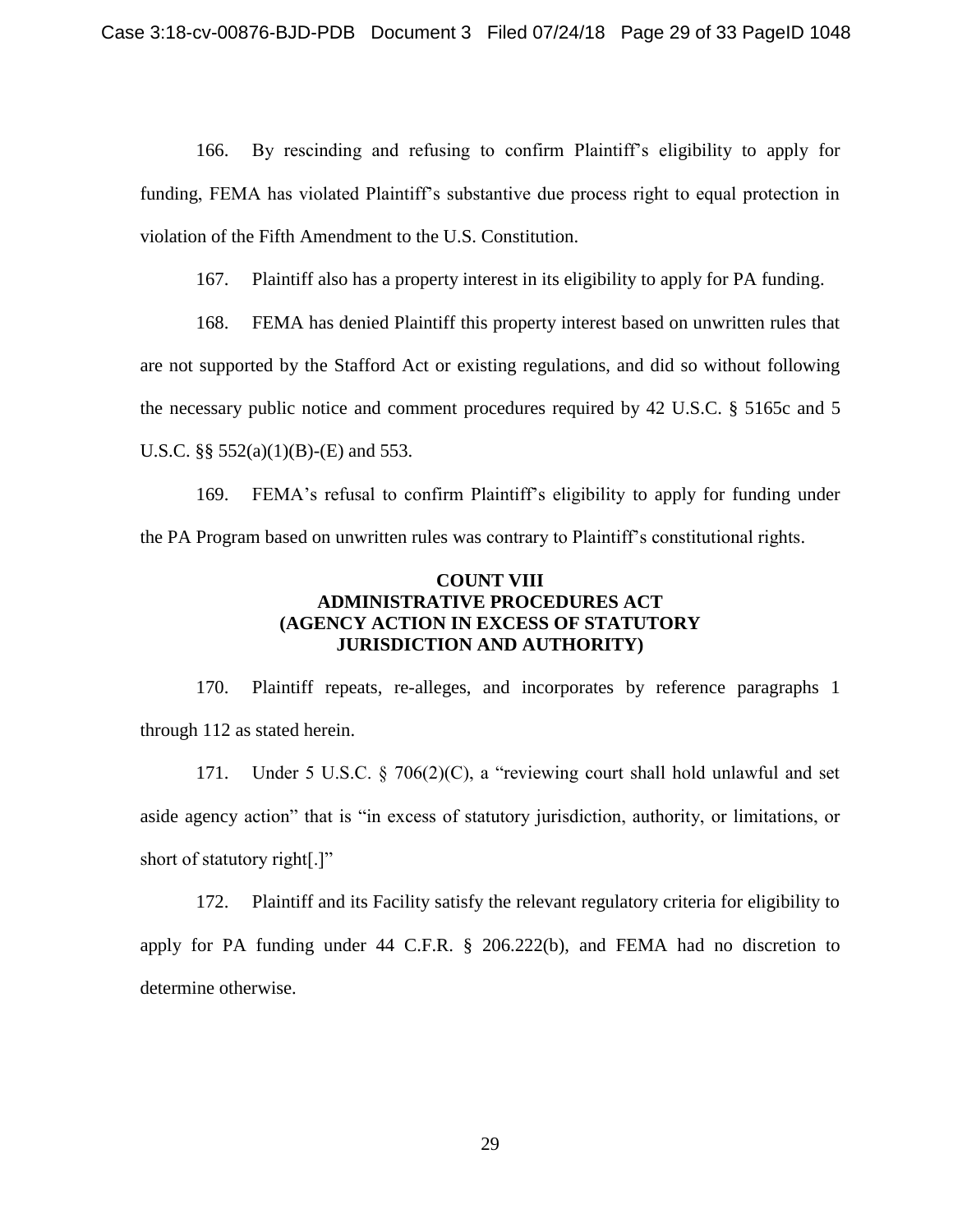166. By rescinding and refusing to confirm Plaintiff's eligibility to apply for funding, FEMA has violated Plaintiff's substantive due process right to equal protection in violation of the Fifth Amendment to the U.S. Constitution.

167. Plaintiff also has a property interest in its eligibility to apply for PA funding.

168. FEMA has denied Plaintiff this property interest based on unwritten rules that are not supported by the Stafford Act or existing regulations, and did so without following the necessary public notice and comment procedures required by 42 U.S.C. § 5165c and 5 U.S.C. §§ 552(a)(1)(B)-(E) and 553.

169. FEMA's refusal to confirm Plaintiff's eligibility to apply for funding under the PA Program based on unwritten rules was contrary to Plaintiff's constitutional rights.

**COUNT VIII**
**ADMINISTRATIVE PROCEDURES ACT**
**(AGENCY ACTION IN EXCESS OF STATUTORY JURISDICTION AND AUTHORITY)**

170. Plaintiff repeats, re-alleges, and incorporates by reference paragraphs 1 through 112 as stated herein.

171. Under 5 U.S.C. § 706(2)(C), a "reviewing court shall hold unlawful and set aside agency action" that is "in excess of statutory jurisdiction, authority, or limitations, or short of statutory right[.]"

172. Plaintiff and its Facility satisfy the relevant regulatory criteria for eligibility to apply for PA funding under 44 C.F.R. § 206.222(b), and FEMA had no discretion to determine otherwise.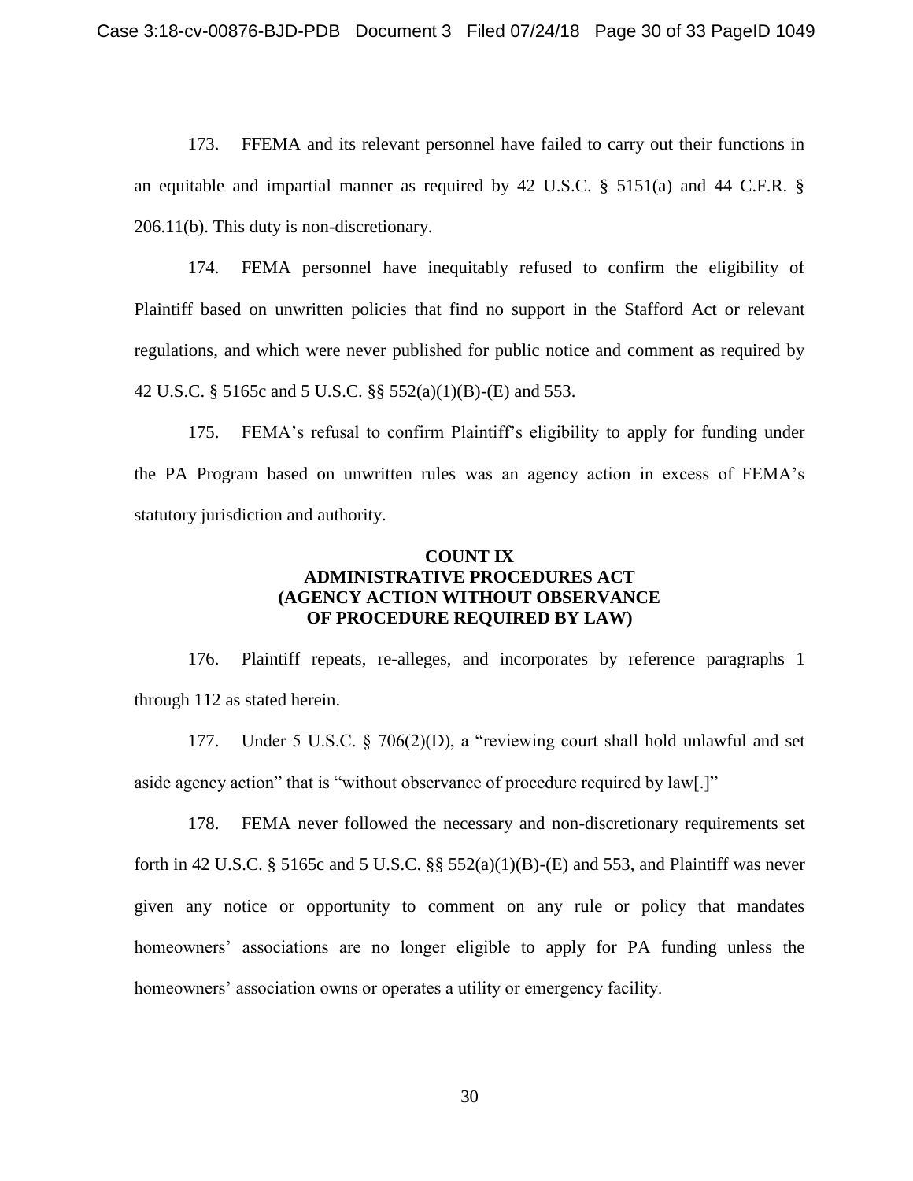173. FFEMA and its relevant personnel have failed to carry out their functions in an equitable and impartial manner as required by 42 U.S.C. § 5151(a) and 44 C.F.R. § 206.11(b). This duty is non-discretionary.

174. FEMA personnel have inequitably refused to confirm the eligibility of Plaintiff based on unwritten policies that find no support in the Stafford Act or relevant regulations, and which were never published for public notice and comment as required by 42 U.S.C. § 5165c and 5 U.S.C. §§ 552(a)(1)(B)-(E) and 553.

175. FEMA's refusal to confirm Plaintiff's eligibility to apply for funding under the PA Program based on unwritten rules was an agency action in excess of FEMA's statutory jurisdiction and authority.

**COUNT IX**
**ADMINISTRATIVE PROCEDURES ACT**
**(AGENCY ACTION WITHOUT OBSERVANCE OF PROCEDURE REQUIRED BY LAW)**

176. Plaintiff repeats, re-alleges, and incorporates by reference paragraphs 1 through 112 as stated herein.

177. Under 5 U.S.C. § 706(2)(D), a "reviewing court shall hold unlawful and set aside agency action" that is "without observance of procedure required by law[.]"

178. FEMA never followed the necessary and non-discretionary requirements set forth in 42 U.S.C. § 5165c and 5 U.S.C. §§ 552(a)(1)(B)-(E) and 553, and Plaintiff was never given any notice or opportunity to comment on any rule or policy that mandates homeowners' associations are no longer eligible to apply for PA funding unless the homeowners' association owns or operates a utility or emergency facility.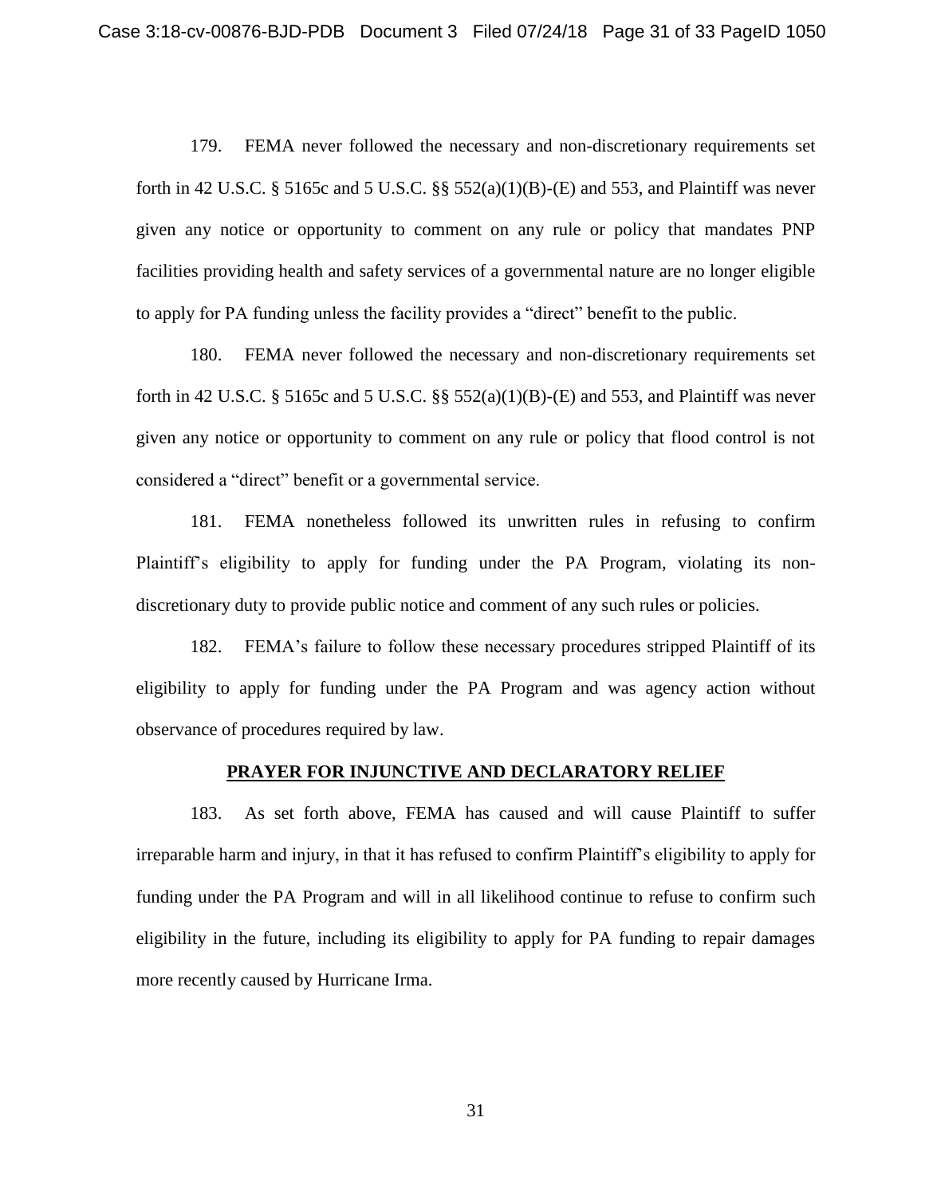179. FEMA never followed the necessary and non-discretionary requirements set forth in 42 U.S.C. § 5165c and 5 U.S.C. §§ 552(a)(1)(B)-(E) and 553, and Plaintiff was never given any notice or opportunity to comment on any rule or policy that mandates PNP facilities providing health and safety services of a governmental nature are no longer eligible to apply for PA funding unless the facility provides a "direct" benefit to the public.

180. FEMA never followed the necessary and non-discretionary requirements set forth in 42 U.S.C. § 5165c and 5 U.S.C. §§ 552(a)(1)(B)-(E) and 553, and Plaintiff was never given any notice or opportunity to comment on any rule or policy that flood control is not considered a "direct" benefit or a governmental service.

181. FEMA nonetheless followed its unwritten rules in refusing to confirm Plaintiff's eligibility to apply for funding under the PA Program, violating its non-discretionary duty to provide public notice and comment of any such rules or policies.

182. FEMA's failure to follow these necessary procedures stripped Plaintiff of its eligibility to apply for funding under the PA Program and was agency action without observance of procedures required by law.

## PRAYER FOR INJUNCTIVE AND DECLARATORY RELIEF

183. As set forth above, FEMA has caused and will cause Plaintiff to suffer irreparable harm and injury, in that it has refused to confirm Plaintiff's eligibility to apply for funding under the PA Program and will in all likelihood continue to refuse to confirm such eligibility in the future, including its eligibility to apply for PA funding to repair damages more recently caused by Hurricane Irma.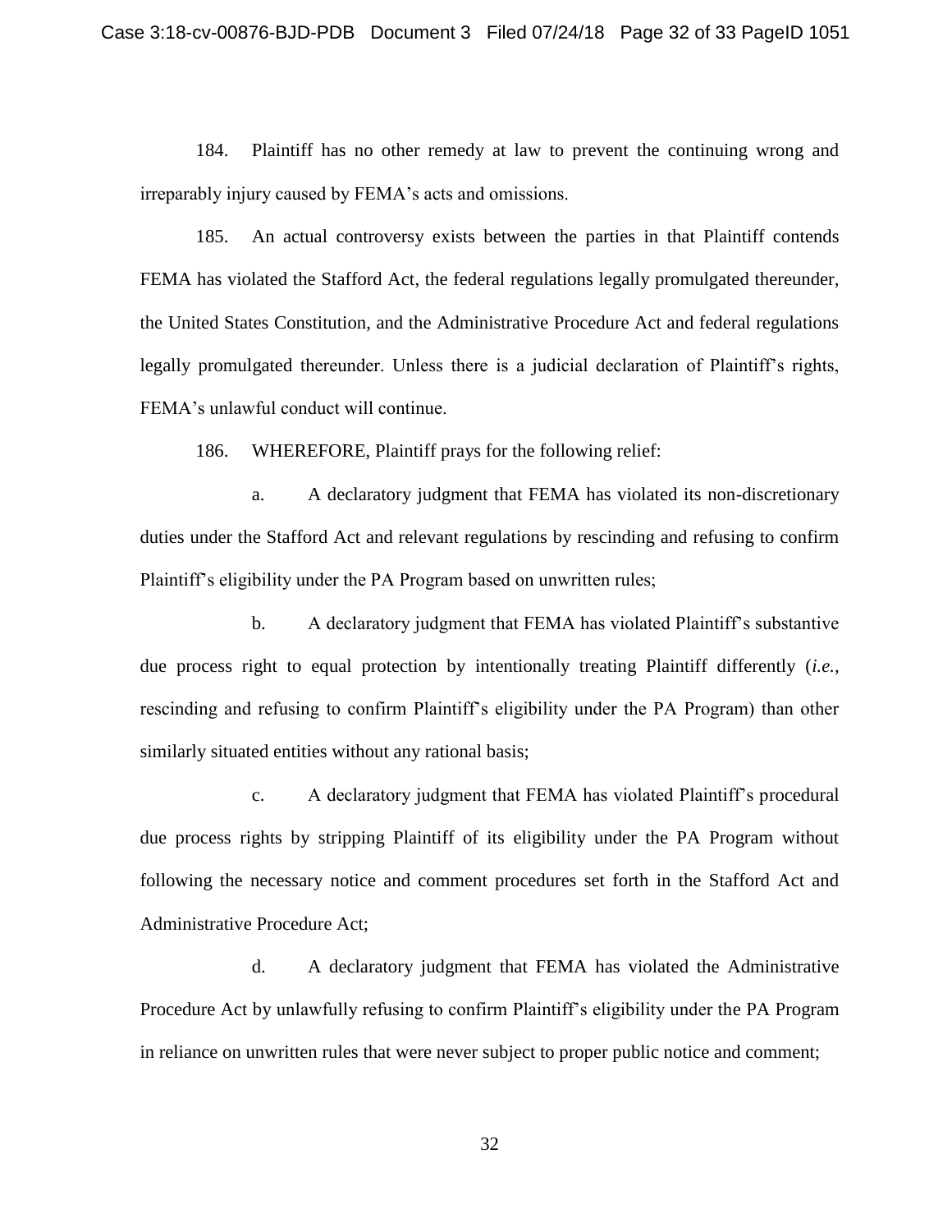184. Plaintiff has no other remedy at law to prevent the continuing wrong and irreparably injury caused by FEMA's acts and omissions.

185. An actual controversy exists between the parties in that Plaintiff contends FEMA has violated the Stafford Act, the federal regulations legally promulgated thereunder, the United States Constitution, and the Administrative Procedure Act and federal regulations legally promulgated thereunder. Unless there is a judicial declaration of Plaintiff's rights, FEMA's unlawful conduct will continue.

186. WHEREFORE, Plaintiff prays for the following relief:

a. A declaratory judgment that FEMA has violated its non-discretionary duties under the Stafford Act and relevant regulations by rescinding and refusing to confirm Plaintiff's eligibility under the PA Program based on unwritten rules;

b. A declaratory judgment that FEMA has violated Plaintiff's substantive due process right to equal protection by intentionally treating Plaintiff differently (*i.e.*, rescinding and refusing to confirm Plaintiff's eligibility under the PA Program) than other similarly situated entities without any rational basis;

c. A declaratory judgment that FEMA has violated Plaintiff's procedural due process rights by stripping Plaintiff of its eligibility under the PA Program without following the necessary notice and comment procedures set forth in the Stafford Act and Administrative Procedure Act;

d. A declaratory judgment that FEMA has violated the Administrative Procedure Act by unlawfully refusing to confirm Plaintiff's eligibility under the PA Program in reliance on unwritten rules that were never subject to proper public notice and comment;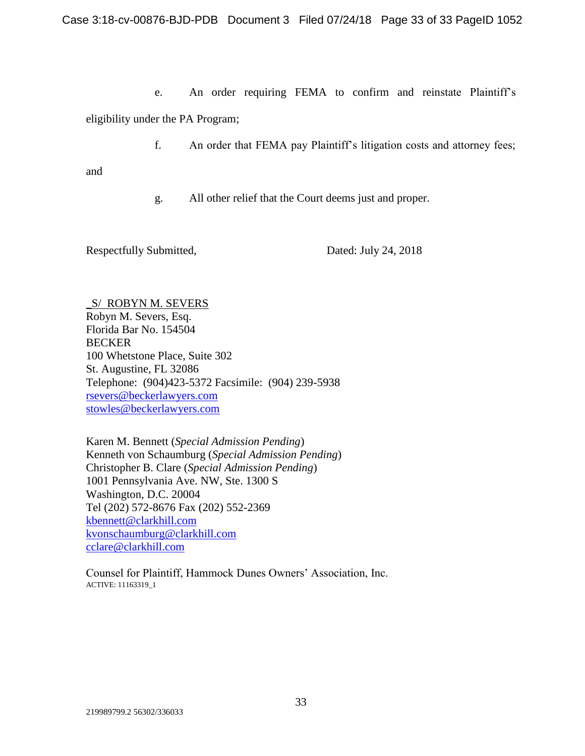e. An order requiring FEMA to confirm and reinstate Plaintiff's eligibility under the PA Program;

f. An order that FEMA pay Plaintiff's litigation costs and attorney fees; and

g. All other relief that the Court deems just and proper.

Respectfully Submitted, Dated: July 24, 2018

_S/ ROBYN M. SEVERS
Robyn M. Severs, Esq.
Florida Bar No. 154504
BECKER
100 Whetstone Place, Suite 302
St. Augustine, FL 32086
Telephone: (904)423-5372 Facsimile: (904) 239-5938
rsevers@beckerlawyers.com
stowles@beckerlawyers.com

Karen M. Bennett (*Special Admission Pending*)
Kenneth von Schaumburg (*Special Admission Pending*)
Christopher B. Clare (*Special Admission Pending*)
1001 Pennsylvania Ave. NW, Ste. 1300 S
Washington, D.C. 20004
Tel (202) 572-8676 Fax (202) 552-2369
kbennett@clarkhill.com
kvonschaumburg@clarkhill.com
cclare@clarkhill.com

Counsel for Plaintiff, Hammock Dunes Owners' Association, Inc.
ACTIVE: 11163319_1

219989799.2 56302/336033